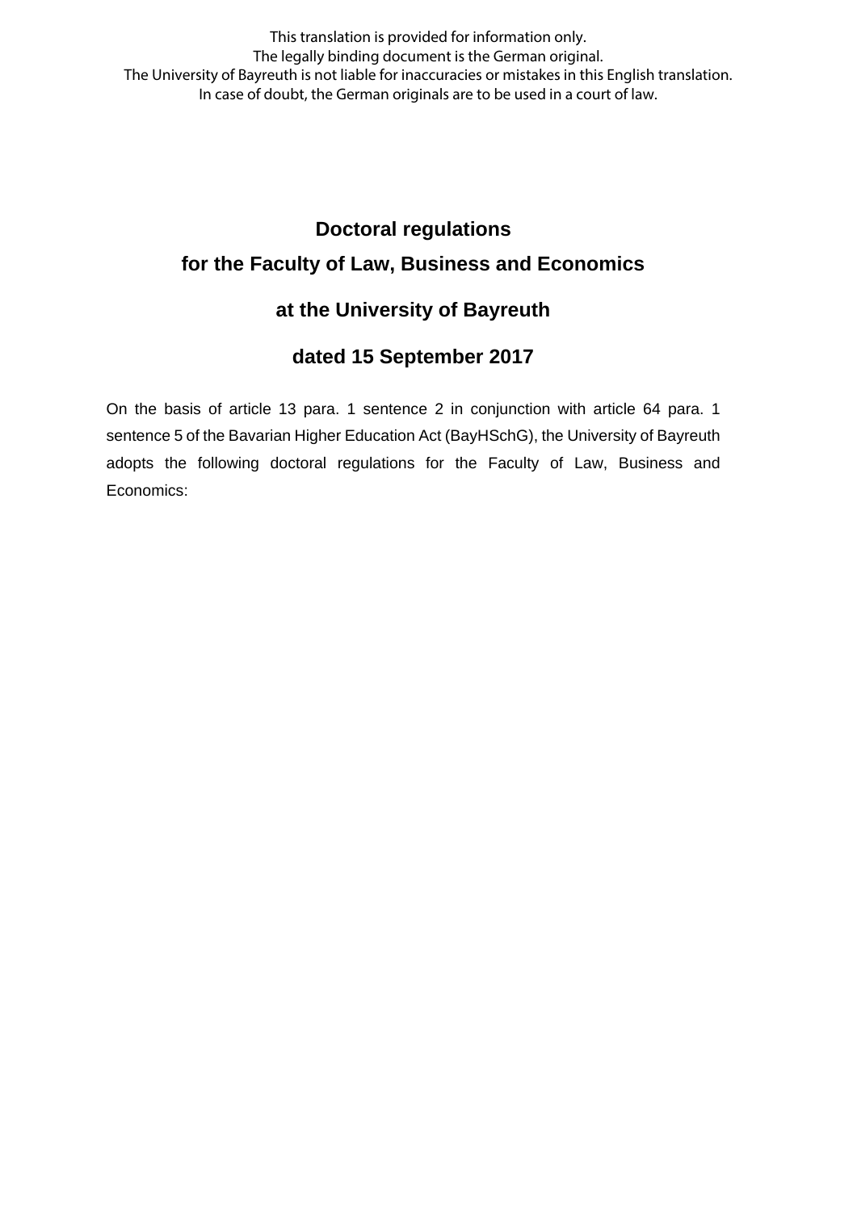This translation is provided for information only.
The legally binding document is the German original.
The University of Bayreuth is not liable for inaccuracies or mistakes in this English translation.
In case of doubt, the German originals are to be used in a court of law.

# Doctoral regulations for the Faculty of Law, Business and Economics

# at the University of Bayreuth

# dated 15 September 2017

On the basis of article 13 para. 1 sentence 2 in conjunction with article 64 para. 1 sentence 5 of the Bavarian Higher Education Act (BayHSchG), the University of Bayreuth adopts the following doctoral regulations for the Faculty of Law, Business and Economics: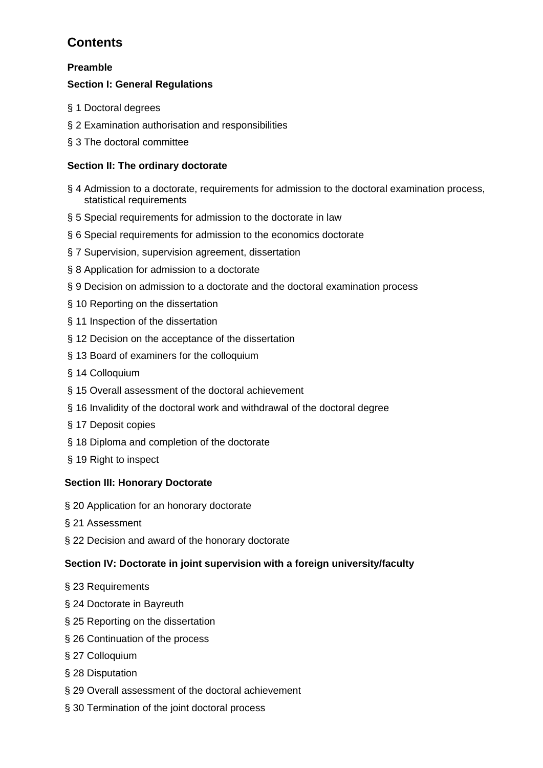# Contents

**Preamble**

**Section I: General Regulations**

§ 1 Doctoral degrees

§ 2 Examination authorisation and responsibilities

§ 3 The doctoral committee

**Section II: The ordinary doctorate**

§ 4 Admission to a doctorate, requirements for admission to the doctoral examination process, statistical requirements

§ 5 Special requirements for admission to the doctorate in law

§ 6 Special requirements for admission to the economics doctorate

§ 7 Supervision, supervision agreement, dissertation

§ 8 Application for admission to a doctorate

§ 9 Decision on admission to a doctorate and the doctoral examination process

§ 10 Reporting on the dissertation

§ 11 Inspection of the dissertation

§ 12 Decision on the acceptance of the dissertation

§ 13 Board of examiners for the colloquium

§ 14 Colloquium

§ 15 Overall assessment of the doctoral achievement

§ 16 Invalidity of the doctoral work and withdrawal of the doctoral degree

§ 17 Deposit copies

§ 18 Diploma and completion of the doctorate

§ 19 Right to inspect

**Section III: Honorary Doctorate**

§ 20 Application for an honorary doctorate

§ 21 Assessment

§ 22 Decision and award of the honorary doctorate

**Section IV: Doctorate in joint supervision with a foreign university/faculty**

§ 23 Requirements

§ 24 Doctorate in Bayreuth

§ 25 Reporting on the dissertation

§ 26 Continuation of the process

§ 27 Colloquium

§ 28 Disputation

§ 29 Overall assessment of the doctoral achievement

§ 30 Termination of the joint doctoral process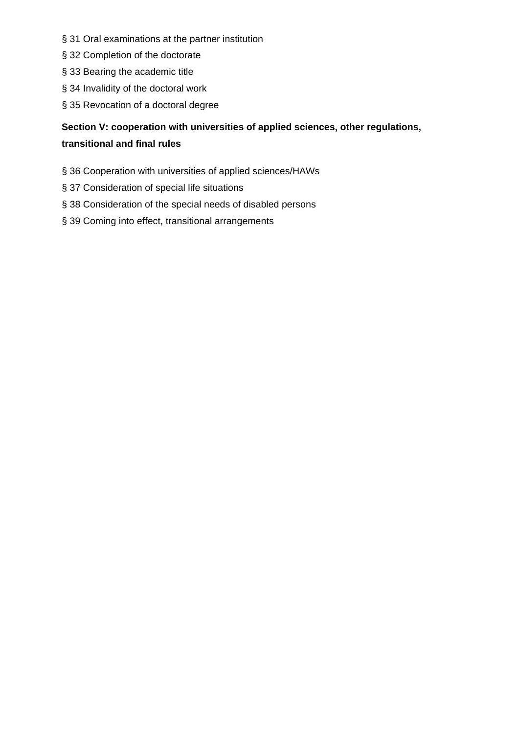§ 31 Oral examinations at the partner institution

§ 32 Completion of the doctorate

§ 33 Bearing the academic title

§ 34 Invalidity of the doctoral work

§ 35 Revocation of a doctoral degree

**Section V: cooperation with universities of applied sciences, other regulations, transitional and final rules**

§ 36 Cooperation with universities of applied sciences/HAWs

§ 37 Consideration of special life situations

§ 38 Consideration of the special needs of disabled persons

§ 39 Coming into effect, transitional arrangements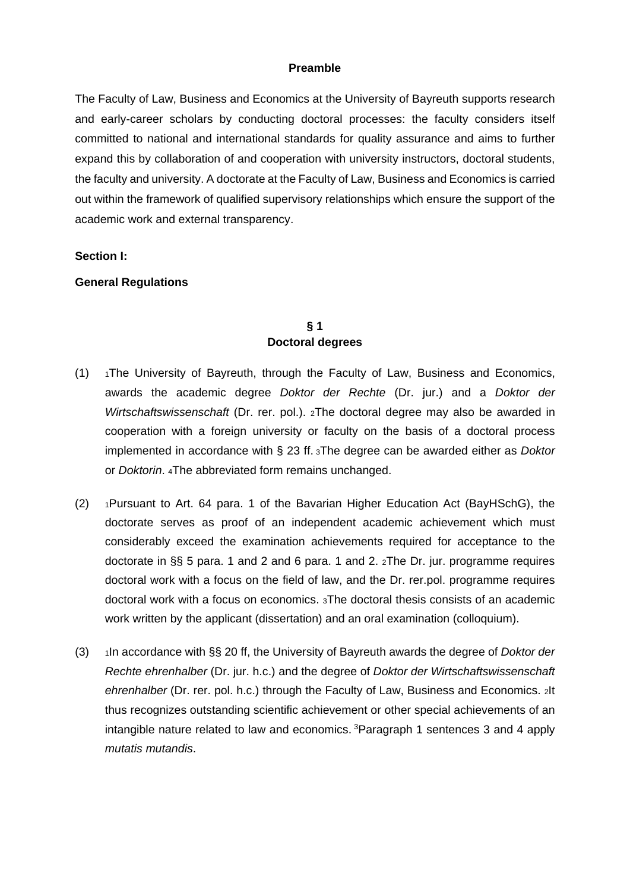**Preamble**

The Faculty of Law, Business and Economics at the University of Bayreuth supports research and early-career scholars by conducting doctoral processes: the faculty considers itself committed to national and international standards for quality assurance and aims to further expand this by collaboration of and cooperation with university instructors, doctoral students, the faculty and university. A doctorate at the Faculty of Law, Business and Economics is carried out within the framework of qualified supervisory relationships which ensure the support of the academic work and external transparency.

**Section I:**

**General Regulations**

**§ 1**
**Doctoral degrees**

(1) [1]The University of Bayreuth, through the Faculty of Law, Business and Economics, awards the academic degree *Doktor der Rechte* (Dr. jur.) and a *Doktor der Wirtschaftswissenschaft* (Dr. rer. pol.). [2]The doctoral degree may also be awarded in cooperation with a foreign university or faculty on the basis of a doctoral process implemented in accordance with § 23 ff. [3]The degree can be awarded either as *Doktor* or *Doktorin*. [4]The abbreviated form remains unchanged.

(2) [1]Pursuant to Art. 64 para. 1 of the Bavarian Higher Education Act (BayHSchG), the doctorate serves as proof of an independent academic achievement which must considerably exceed the examination achievements required for acceptance to the doctorate in §§ 5 para. 1 and 2 and 6 para. 1 and 2. [2]The Dr. jur. programme requires doctoral work with a focus on the field of law, and the Dr. rer.pol. programme requires doctoral work with a focus on economics. [3]The doctoral thesis consists of an academic work written by the applicant (dissertation) and an oral examination (colloquium).

(3) [1]In accordance with §§ 20 ff, the University of Bayreuth awards the degree of *Doktor der Rechte ehrenhalber* (Dr. jur. h.c.) and the degree of *Doktor der Wirtschaftswissenschaft ehrenhalber* (Dr. rer. pol. h.c.) through the Faculty of Law, Business and Economics. [2]It thus recognizes outstanding scientific achievement or other special achievements of an intangible nature related to law and economics. [3]Paragraph 1 sentences 3 and 4 apply *mutatis mutandis*.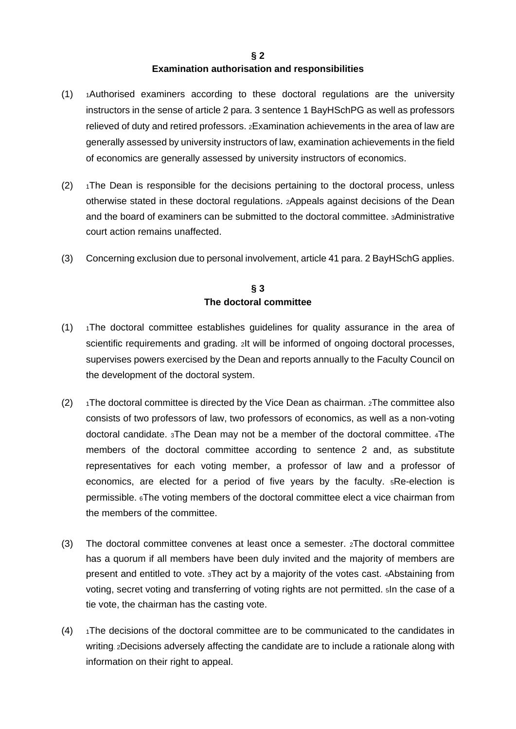## § 2
## Examination authorisation and responsibilities

(1) [1]Authorised examiners according to these doctoral regulations are the university instructors in the sense of article 2 para. 3 sentence 1 BayHSchPG as well as professors relieved of duty and retired professors. [2]Examination achievements in the area of law are generally assessed by university instructors of law, examination achievements in the field of economics are generally assessed by university instructors of economics.

(2) [1]The Dean is responsible for the decisions pertaining to the doctoral process, unless otherwise stated in these doctoral regulations. [2]Appeals against decisions of the Dean and the board of examiners can be submitted to the doctoral committee. [3]Administrative court action remains unaffected.

(3) Concerning exclusion due to personal involvement, article 41 para. 2 BayHSchG applies.

## § 3
## The doctoral committee

(1) [1]The doctoral committee establishes guidelines for quality assurance in the area of scientific requirements and grading. [2]It will be informed of ongoing doctoral processes, supervises powers exercised by the Dean and reports annually to the Faculty Council on the development of the doctoral system.

(2) [1]The doctoral committee is directed by the Vice Dean as chairman. [2]The committee also consists of two professors of law, two professors of economics, as well as a non-voting doctoral candidate. [3]The Dean may not be a member of the doctoral committee. [4]The members of the doctoral committee according to sentence 2 and, as substitute representatives for each voting member, a professor of law and a professor of economics, are elected for a period of five years by the faculty. [5]Re-election is permissible. [6]The voting members of the doctoral committee elect a vice chairman from the members of the committee.

(3) The doctoral committee convenes at least once a semester. [2]The doctoral committee has a quorum if all members have been duly invited and the majority of members are present and entitled to vote. [3]They act by a majority of the votes cast. [4]Abstaining from voting, secret voting and transferring of voting rights are not permitted. [5]In the case of a tie vote, the chairman has the casting vote.

(4) [1]The decisions of the doctoral committee are to be communicated to the candidates in writing. [2]Decisions adversely affecting the candidate are to include a rationale along with information on their right to appeal.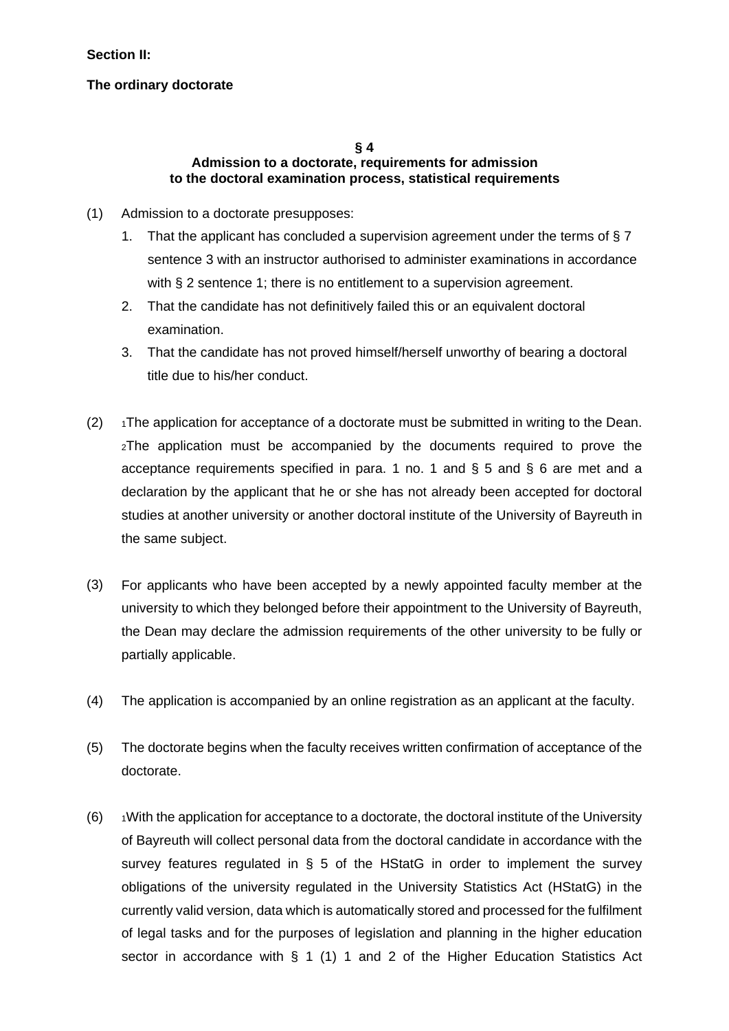**Section II:**

**The ordinary doctorate**

**§ 4**
**Admission to a doctorate, requirements for admission to the doctoral examination process, statistical requirements**

(1) Admission to a doctorate presupposes:

1. That the applicant has concluded a supervision agreement under the terms of § 7 sentence 3 with an instructor authorised to administer examinations in accordance with § 2 sentence 1; there is no entitlement to a supervision agreement.
2. That the candidate has not definitively failed this or an equivalent doctoral examination.
3. That the candidate has not proved himself/herself unworthy of bearing a doctoral title due to his/her conduct.

(2) 1The application for acceptance of a doctorate must be submitted in writing to the Dean. 2The application must be accompanied by the documents required to prove the acceptance requirements specified in para. 1 no. 1 and § 5 and § 6 are met and a declaration by the applicant that he or she has not already been accepted for doctoral studies at another university or another doctoral institute of the University of Bayreuth in the same subject.

(3) For applicants who have been accepted by a newly appointed faculty member at the university to which they belonged before their appointment to the University of Bayreuth, the Dean may declare the admission requirements of the other university to be fully or partially applicable.

(4) The application is accompanied by an online registration as an applicant at the faculty.

(5) The doctorate begins when the faculty receives written confirmation of acceptance of the doctorate.

(6) 1With the application for acceptance to a doctorate, the doctoral institute of the University of Bayreuth will collect personal data from the doctoral candidate in accordance with the survey features regulated in § 5 of the HStatG in order to implement the survey obligations of the university regulated in the University Statistics Act (HStatG) in the currently valid version, data which is automatically stored and processed for the fulfilment of legal tasks and for the purposes of legislation and planning in the higher education sector in accordance with § 1 (1) 1 and 2 of the Higher Education Statistics Act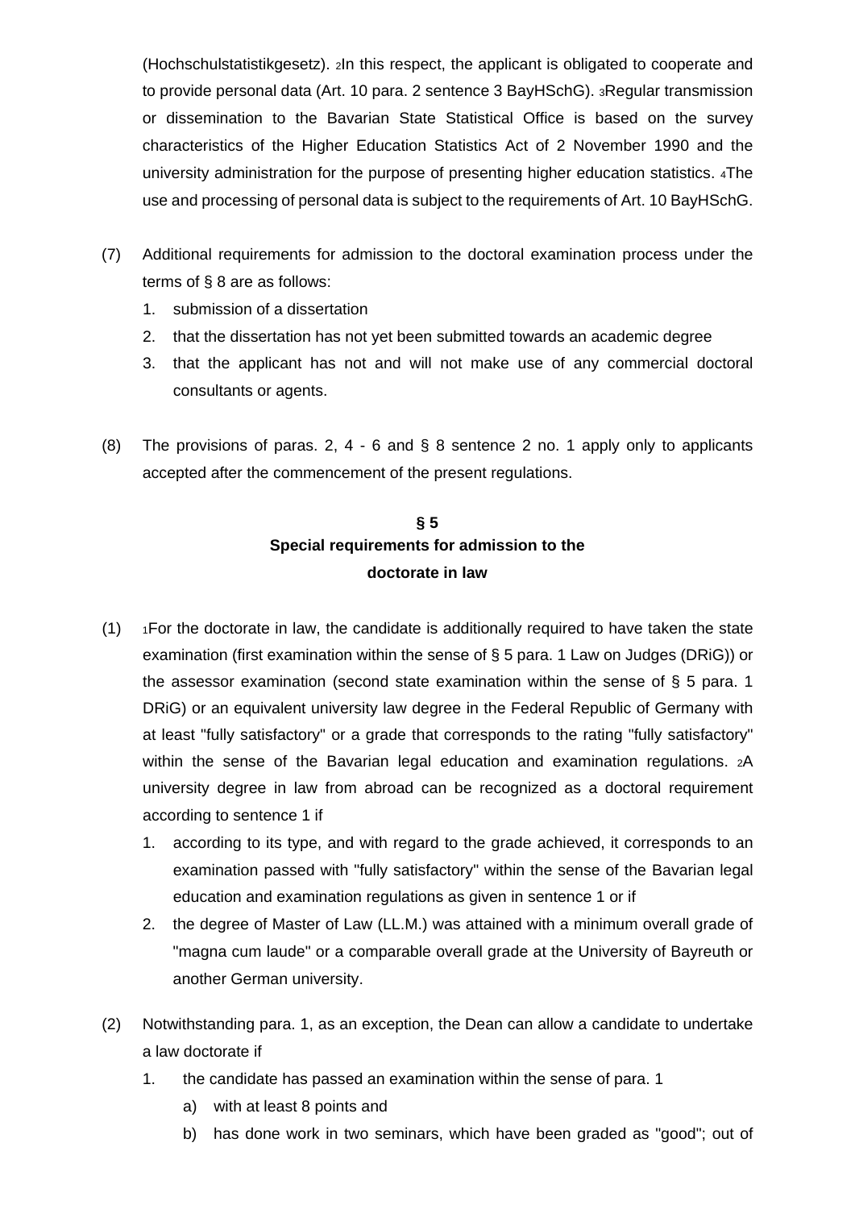(Hochschulstatistikgesetz). 2In this respect, the applicant is obligated to cooperate and to provide personal data (Art. 10 para. 2 sentence 3 BayHSchG). 3Regular transmission or dissemination to the Bavarian State Statistical Office is based on the survey characteristics of the Higher Education Statistics Act of 2 November 1990 and the university administration for the purpose of presenting higher education statistics. 4The use and processing of personal data is subject to the requirements of Art. 10 BayHSchG.

(7) Additional requirements for admission to the doctoral examination process under the terms of § 8 are as follows:

1. submission of a dissertation
2. that the dissertation has not yet been submitted towards an academic degree
3. that the applicant has not and will not make use of any commercial doctoral consultants or agents.

(8) The provisions of paras. 2, 4 - 6 and § 8 sentence 2 no. 1 apply only to applicants accepted after the commencement of the present regulations.

## § 5
## Special requirements for admission to the doctorate in law

(1) 1For the doctorate in law, the candidate is additionally required to have taken the state examination (first examination within the sense of § 5 para. 1 Law on Judges (DRiG)) or the assessor examination (second state examination within the sense of § 5 para. 1 DRiG) or an equivalent university law degree in the Federal Republic of Germany with at least "fully satisfactory" or a grade that corresponds to the rating "fully satisfactory" within the sense of the Bavarian legal education and examination regulations. 2A university degree in law from abroad can be recognized as a doctoral requirement according to sentence 1 if

1. according to its type, and with regard to the grade achieved, it corresponds to an examination passed with "fully satisfactory" within the sense of the Bavarian legal education and examination regulations as given in sentence 1 or if
2. the degree of Master of Law (LL.M.) was attained with a minimum overall grade of "magna cum laude" or a comparable overall grade at the University of Bayreuth or another German university.

(2) Notwithstanding para. 1, as an exception, the Dean can allow a candidate to undertake a law doctorate if

1. the candidate has passed an examination within the sense of para. 1
   a) with at least 8 points and
   b) has done work in two seminars, which have been graded as "good"; out of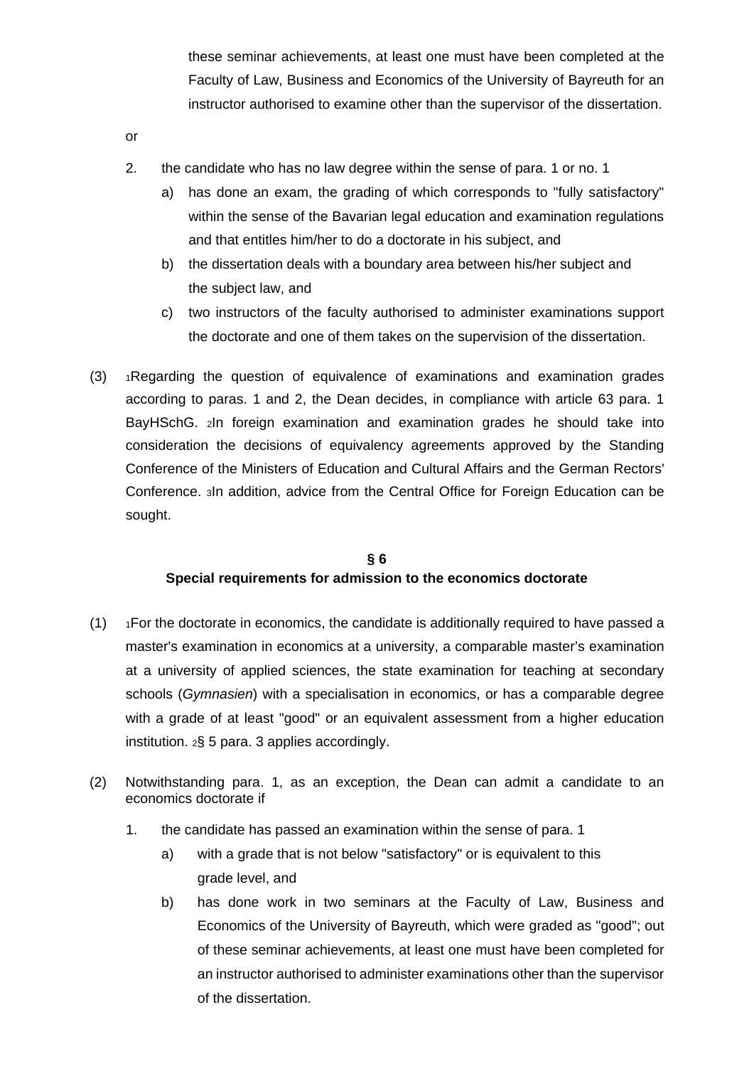these seminar achievements, at least one must have been completed at the Faculty of Law, Business and Economics of the University of Bayreuth for an instructor authorised to examine other than the supervisor of the dissertation.

or

2. the candidate who has no law degree within the sense of para. 1 or no. 1
   a) has done an exam, the grading of which corresponds to "fully satisfactory" within the sense of the Bavarian legal education and examination regulations and that entitles him/her to do a doctorate in his subject, and
   b) the dissertation deals with a boundary area between his/her subject and the subject law, and
   c) two instructors of the faculty authorised to administer examinations support the doctorate and one of them takes on the supervision of the dissertation.

(3) [1]Regarding the question of equivalence of examinations and examination grades according to paras. 1 and 2, the Dean decides, in compliance with article 63 para. 1 BayHSchG. [2]In foreign examination and examination grades he should take into consideration the decisions of equivalency agreements approved by the Standing Conference of the Ministers of Education and Cultural Affairs and the German Rectors' Conference. [3]In addition, advice from the Central Office for Foreign Education can be sought.

## § 6
## Special requirements for admission to the economics doctorate

(1) [1]For the doctorate in economics, the candidate is additionally required to have passed a master's examination in economics at a university, a comparable master's examination at a university of applied sciences, the state examination for teaching at secondary schools (*Gymnasien*) with a specialisation in economics, or has a comparable degree with a grade of at least "good" or an equivalent assessment from a higher education institution. [2]§ 5 para. 3 applies accordingly.

(2) Notwithstanding para. 1, as an exception, the Dean can admit a candidate to an economics doctorate if

1. the candidate has passed an examination within the sense of para. 1
   a) with a grade that is not below "satisfactory" or is equivalent to this grade level, and
   b) has done work in two seminars at the Faculty of Law, Business and Economics of the University of Bayreuth, which were graded as "good"; out of these seminar achievements, at least one must have been completed for an instructor authorised to administer examinations other than the supervisor of the dissertation.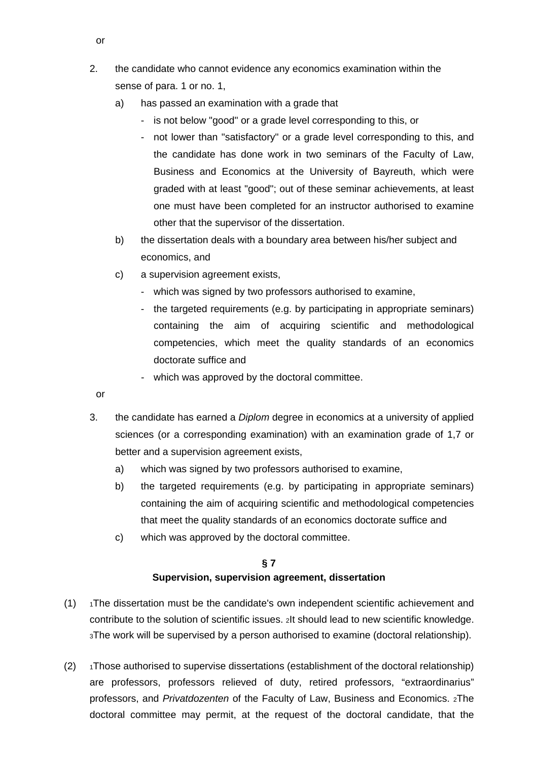or

2. the candidate who cannot evidence any economics examination within the sense of para. 1 or no. 1,
   a) has passed an examination with a grade that
      - is not below "good" or a grade level corresponding to this, or
      - not lower than "satisfactory" or a grade level corresponding to this, and the candidate has done work in two seminars of the Faculty of Law, Business and Economics at the University of Bayreuth, which were graded with at least "good"; out of these seminar achievements, at least one must have been completed for an instructor authorised to examine other that the supervisor of the dissertation.
   b) the dissertation deals with a boundary area between his/her subject and economics, and
   c) a supervision agreement exists,
      - which was signed by two professors authorised to examine,
      - the targeted requirements (e.g. by participating in appropriate seminars) containing the aim of acquiring scientific and methodological competencies, which meet the quality standards of an economics doctorate suffice and
      - which was approved by the doctoral committee.

or

3. the candidate has earned a *Diplom* degree in economics at a university of applied sciences (or a corresponding examination) with an examination grade of 1,7 or better and a supervision agreement exists,
   a) which was signed by two professors authorised to examine,
   b) the targeted requirements (e.g. by participating in appropriate seminars) containing the aim of acquiring scientific and methodological competencies that meet the quality standards of an economics doctorate suffice and
   c) which was approved by the doctoral committee.

## § 7
## Supervision, supervision agreement, dissertation

(1) [1]The dissertation must be the candidate's own independent scientific achievement and contribute to the solution of scientific issues. [2]It should lead to new scientific knowledge. [3]The work will be supervised by a person authorised to examine (doctoral relationship).

(2) [1]Those authorised to supervise dissertations (establishment of the doctoral relationship) are professors, professors relieved of duty, retired professors, "extraordinarius" professors, and *Privatdozenten* of the Faculty of Law, Business and Economics. [2]The doctoral committee may permit, at the request of the doctoral candidate, that the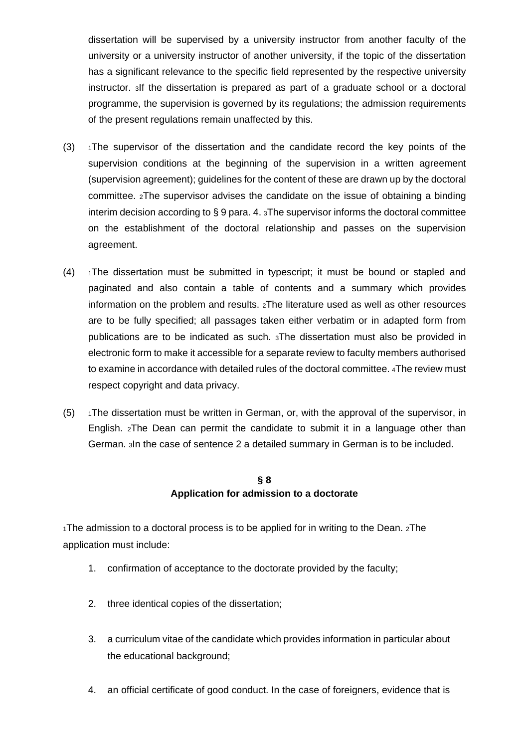dissertation will be supervised by a university instructor from another faculty of the university or a university instructor of another university, if the topic of the dissertation has a significant relevance to the specific field represented by the respective university instructor. 3If the dissertation is prepared as part of a graduate school or a doctoral programme, the supervision is governed by its regulations; the admission requirements of the present regulations remain unaffected by this.

(3) 1The supervisor of the dissertation and the candidate record the key points of the supervision conditions at the beginning of the supervision in a written agreement (supervision agreement); guidelines for the content of these are drawn up by the doctoral committee. 2The supervisor advises the candidate on the issue of obtaining a binding interim decision according to § 9 para. 4. 3The supervisor informs the doctoral committee on the establishment of the doctoral relationship and passes on the supervision agreement.

(4) 1The dissertation must be submitted in typescript; it must be bound or stapled and paginated and also contain a table of contents and a summary which provides information on the problem and results. 2The literature used as well as other resources are to be fully specified; all passages taken either verbatim or in adapted form from publications are to be indicated as such. 3The dissertation must also be provided in electronic form to make it accessible for a separate review to faculty members authorised to examine in accordance with detailed rules of the doctoral committee. 4The review must respect copyright and data privacy.

(5) 1The dissertation must be written in German, or, with the approval of the supervisor, in English. 2The Dean can permit the candidate to submit it in a language other than German. 3In the case of sentence 2 a detailed summary in German is to be included.

## § 8
## Application for admission to a doctorate

1The admission to a doctoral process is to be applied for in writing to the Dean. 2The application must include:

1. confirmation of acceptance to the doctorate provided by the faculty;
2. three identical copies of the dissertation;
3. a curriculum vitae of the candidate which provides information in particular about the educational background;
4. an official certificate of good conduct. In the case of foreigners, evidence that is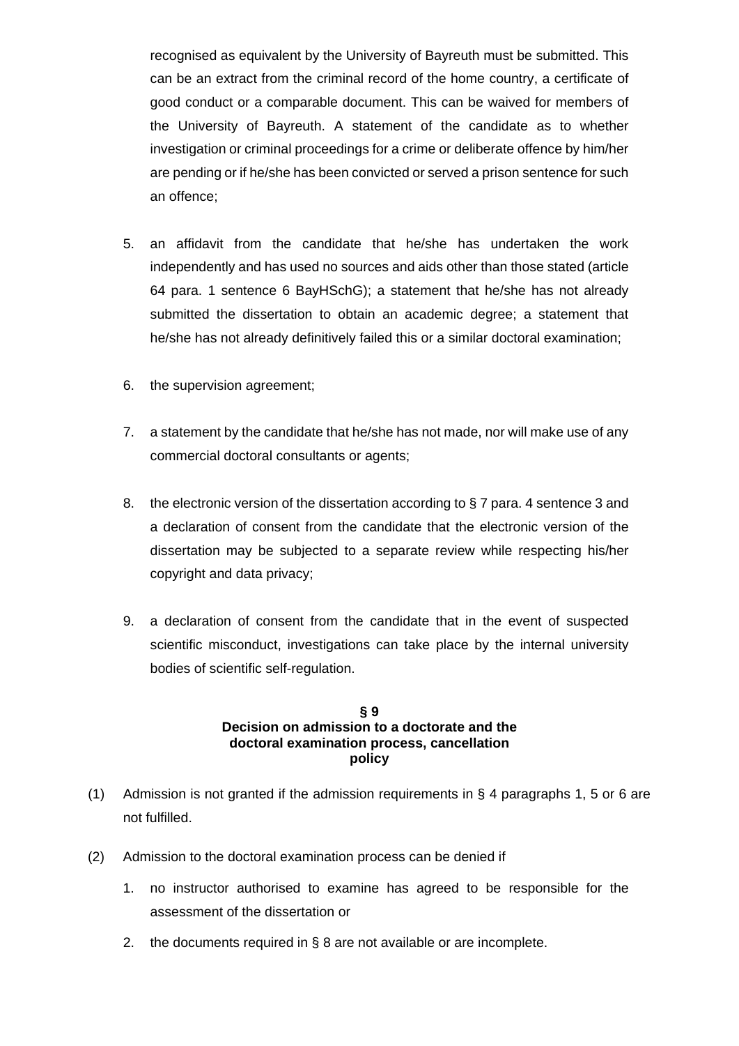recognised as equivalent by the University of Bayreuth must be submitted. This can be an extract from the criminal record of the home country, a certificate of good conduct or a comparable document. This can be waived for members of the University of Bayreuth. A statement of the candidate as to whether investigation or criminal proceedings for a crime or deliberate offence by him/her are pending or if he/she has been convicted or served a prison sentence for such an offence;

5. an affidavit from the candidate that he/she has undertaken the work independently and has used no sources and aids other than those stated (article 64 para. 1 sentence 6 BayHSchG); a statement that he/she has not already submitted the dissertation to obtain an academic degree; a statement that he/she has not already definitively failed this or a similar doctoral examination;

6. the supervision agreement;

7. a statement by the candidate that he/she has not made, nor will make use of any commercial doctoral consultants or agents;

8. the electronic version of the dissertation according to § 7 para. 4 sentence 3 and a declaration of consent from the candidate that the electronic version of the dissertation may be subjected to a separate review while respecting his/her copyright and data privacy;

9. a declaration of consent from the candidate that in the event of suspected scientific misconduct, investigations can take place by the internal university bodies of scientific self-regulation.

## § 9
## Decision on admission to a doctorate and the doctoral examination process, cancellation policy

(1) Admission is not granted if the admission requirements in § 4 paragraphs 1, 5 or 6 are not fulfilled.

(2) Admission to the doctoral examination process can be denied if

1. no instructor authorised to examine has agreed to be responsible for the assessment of the dissertation or

2. the documents required in § 8 are not available or are incomplete.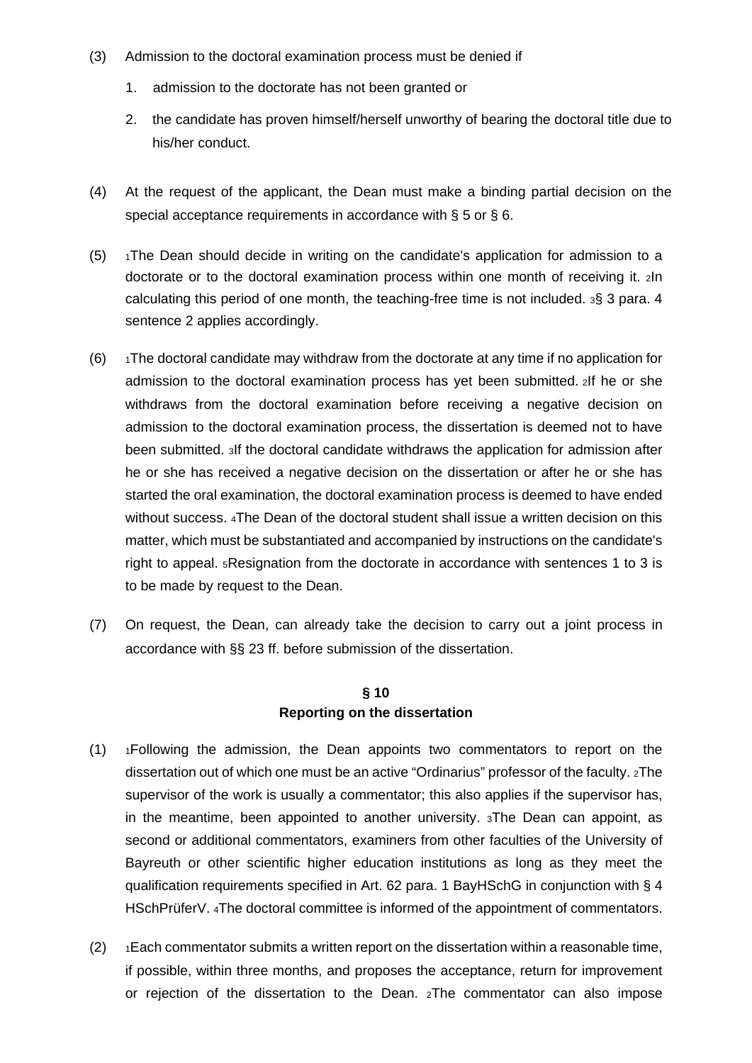(3) Admission to the doctoral examination process must be denied if

1. admission to the doctorate has not been granted or
2. the candidate has proven himself/herself unworthy of bearing the doctoral title due to his/her conduct.

(4) At the request of the applicant, the Dean must make a binding partial decision on the special acceptance requirements in accordance with § 5 or § 6.

(5) 1The Dean should decide in writing on the candidate's application for admission to a doctorate or to the doctoral examination process within one month of receiving it. 2In calculating this period of one month, the teaching-free time is not included. 3§ 3 para. 4 sentence 2 applies accordingly.

(6) 1The doctoral candidate may withdraw from the doctorate at any time if no application for admission to the doctoral examination process has yet been submitted. 2If he or she withdraws from the doctoral examination before receiving a negative decision on admission to the doctoral examination process, the dissertation is deemed not to have been submitted. 3If the doctoral candidate withdraws the application for admission after he or she has received a negative decision on the dissertation or after he or she has started the oral examination, the doctoral examination process is deemed to have ended without success. 4The Dean of the doctoral student shall issue a written decision on this matter, which must be substantiated and accompanied by instructions on the candidate's right to appeal. 5Resignation from the doctorate in accordance with sentences 1 to 3 is to be made by request to the Dean.

(7) On request, the Dean, can already take the decision to carry out a joint process in accordance with §§ 23 ff. before submission of the dissertation.

## § 10
## Reporting on the dissertation

(1) 1Following the admission, the Dean appoints two commentators to report on the dissertation out of which one must be an active "Ordinarius" professor of the faculty. 2The supervisor of the work is usually a commentator; this also applies if the supervisor has, in the meantime, been appointed to another university. 3The Dean can appoint, as second or additional commentators, examiners from other faculties of the University of Bayreuth or other scientific higher education institutions as long as they meet the qualification requirements specified in Art. 62 para. 1 BayHSchG in conjunction with § 4 HSchPrüferV. 4The doctoral committee is informed of the appointment of commentators.

(2) 1Each commentator submits a written report on the dissertation within a reasonable time, if possible, within three months, and proposes the acceptance, return for improvement or rejection of the dissertation to the Dean. 2The commentator can also impose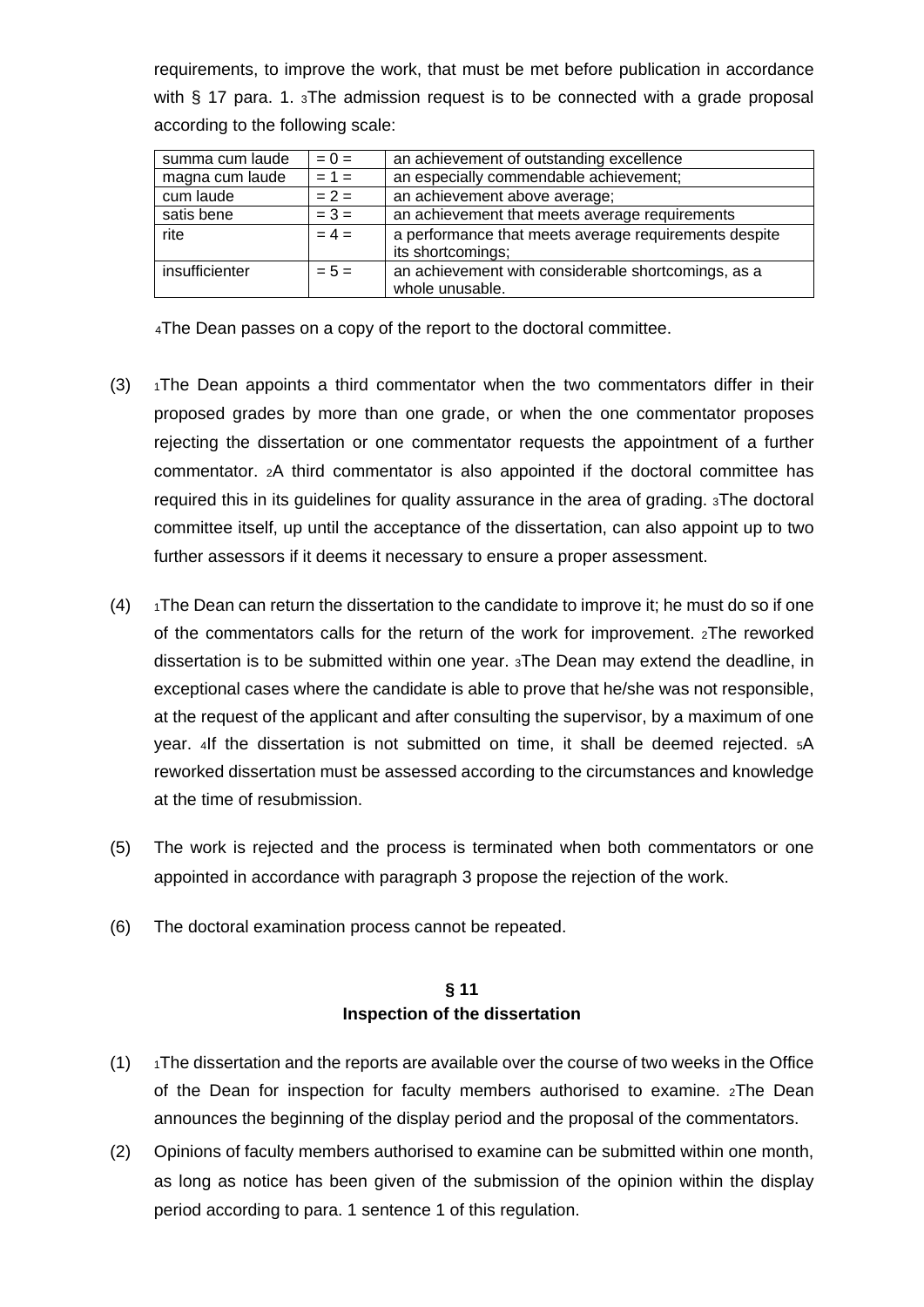requirements, to improve the work, that must be met before publication in accordance with § 17 para. 1. 3The admission request is to be connected with a grade proposal according to the following scale:

| summa cum laude | = 0 = | an achievement of outstanding excellence |
|---|---|---|
| magna cum laude | = 1 = | an especially commendable achievement; |
| cum laude | = 2 = | an achievement above average; |
| satis bene | = 3 = | an achievement that meets average requirements |
| rite | = 4 = | a performance that meets average requirements despite its shortcomings; |
| insufficienter | = 5 = | an achievement with considerable shortcomings, as a whole unusable. |

4The Dean passes on a copy of the report to the doctoral committee.

(3) 1The Dean appoints a third commentator when the two commentators differ in their proposed grades by more than one grade, or when the one commentator proposes rejecting the dissertation or one commentator requests the appointment of a further commentator. 2A third commentator is also appointed if the doctoral committee has required this in its guidelines for quality assurance in the area of grading. 3The doctoral committee itself, up until the acceptance of the dissertation, can also appoint up to two further assessors if it deems it necessary to ensure a proper assessment.

(4) 1The Dean can return the dissertation to the candidate to improve it; he must do so if one of the commentators calls for the return of the work for improvement. 2The reworked dissertation is to be submitted within one year. 3The Dean may extend the deadline, in exceptional cases where the candidate is able to prove that he/she was not responsible, at the request of the applicant and after consulting the supervisor, by a maximum of one year. 4If the dissertation is not submitted on time, it shall be deemed rejected. 5A reworked dissertation must be assessed according to the circumstances and knowledge at the time of resubmission.

(5) The work is rejected and the process is terminated when both commentators or one appointed in accordance with paragraph 3 propose the rejection of the work.

(6) The doctoral examination process cannot be repeated.

## § 11
## Inspection of the dissertation

(1) 1The dissertation and the reports are available over the course of two weeks in the Office of the Dean for inspection for faculty members authorised to examine. 2The Dean announces the beginning of the display period and the proposal of the commentators.

(2) Opinions of faculty members authorised to examine can be submitted within one month, as long as notice has been given of the submission of the opinion within the display period according to para. 1 sentence 1 of this regulation.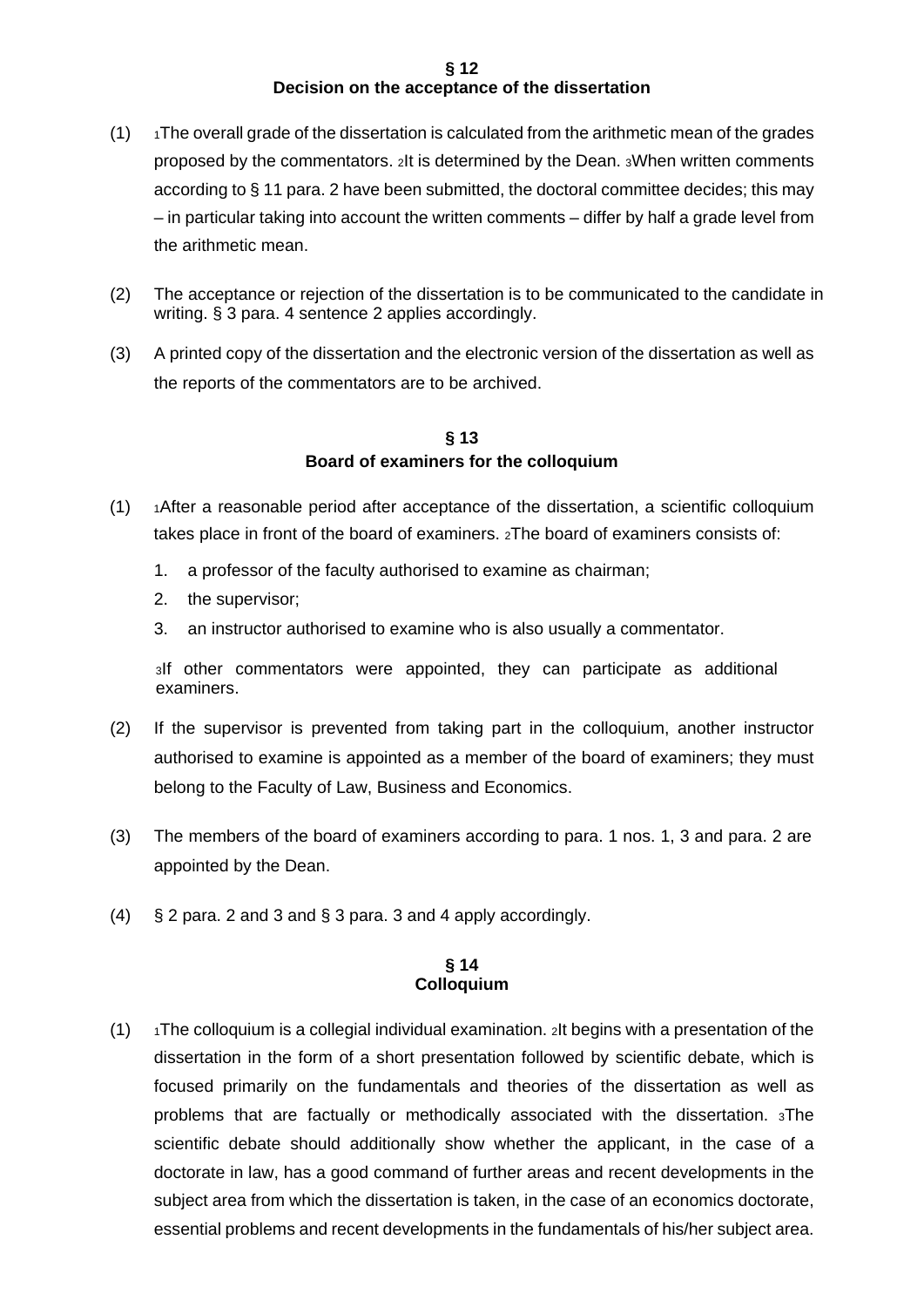## § 12
## Decision on the acceptance of the dissertation

(1) [1]The overall grade of the dissertation is calculated from the arithmetic mean of the grades proposed by the commentators. [2]It is determined by the Dean. [3]When written comments according to § 11 para. 2 have been submitted, the doctoral committee decides; this may – in particular taking into account the written comments – differ by half a grade level from the arithmetic mean.

(2) The acceptance or rejection of the dissertation is to be communicated to the candidate in writing. § 3 para. 4 sentence 2 applies accordingly.

(3) A printed copy of the dissertation and the electronic version of the dissertation as well as the reports of the commentators are to be archived.

## § 13
## Board of examiners for the colloquium

(1) [1]After a reasonable period after acceptance of the dissertation, a scientific colloquium takes place in front of the board of examiners. [2]The board of examiners consists of:

1. a professor of the faculty authorised to examine as chairman;
2. the supervisor;
3. an instructor authorised to examine who is also usually a commentator.

[3]If other commentators were appointed, they can participate as additional examiners.

(2) If the supervisor is prevented from taking part in the colloquium, another instructor authorised to examine is appointed as a member of the board of examiners; they must belong to the Faculty of Law, Business and Economics.

(3) The members of the board of examiners according to para. 1 nos. 1, 3 and para. 2 are appointed by the Dean.

(4) § 2 para. 2 and 3 and § 3 para. 3 and 4 apply accordingly.

## § 14
## Colloquium

(1) [1]The colloquium is a collegial individual examination. [2]It begins with a presentation of the dissertation in the form of a short presentation followed by scientific debate, which is focused primarily on the fundamentals and theories of the dissertation as well as problems that are factually or methodically associated with the dissertation. [3]The scientific debate should additionally show whether the applicant, in the case of a doctorate in law, has a good command of further areas and recent developments in the subject area from which the dissertation is taken, in the case of an economics doctorate, essential problems and recent developments in the fundamentals of his/her subject area.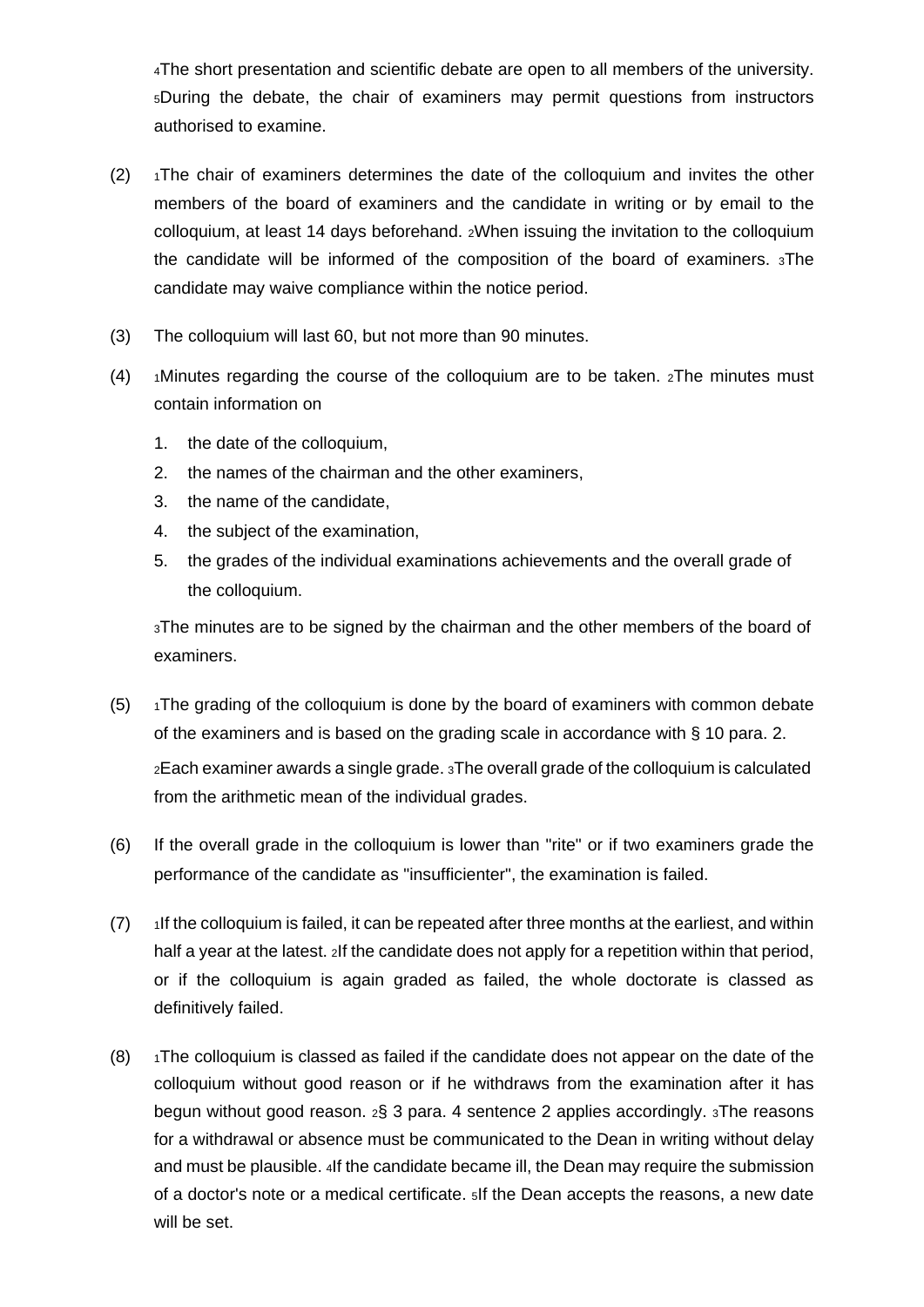[4]The short presentation and scientific debate are open to all members of the university. [5]During the debate, the chair of examiners may permit questions from instructors authorised to examine.

(2) [1]The chair of examiners determines the date of the colloquium and invites the other members of the board of examiners and the candidate in writing or by email to the colloquium, at least 14 days beforehand. [2]When issuing the invitation to the colloquium the candidate will be informed of the composition of the board of examiners. [3]The candidate may waive compliance within the notice period.

(3) The colloquium will last 60, but not more than 90 minutes.

(4) [1]Minutes regarding the course of the colloquium are to be taken. [2]The minutes must contain information on

1. the date of the colloquium,
2. the names of the chairman and the other examiners,
3. the name of the candidate,
4. the subject of the examination,
5. the grades of the individual examinations achievements and the overall grade of the colloquium.

[3]The minutes are to be signed by the chairman and the other members of the board of examiners.

(5) [1]The grading of the colloquium is done by the board of examiners with common debate of the examiners and is based on the grading scale in accordance with § 10 para. 2.

[2]Each examiner awards a single grade. [3]The overall grade of the colloquium is calculated from the arithmetic mean of the individual grades.

(6) If the overall grade in the colloquium is lower than "rite" or if two examiners grade the performance of the candidate as "insufficienter", the examination is failed.

(7) [1]If the colloquium is failed, it can be repeated after three months at the earliest, and within half a year at the latest. [2]If the candidate does not apply for a repetition within that period, or if the colloquium is again graded as failed, the whole doctorate is classed as definitively failed.

(8) [1]The colloquium is classed as failed if the candidate does not appear on the date of the colloquium without good reason or if he withdraws from the examination after it has begun without good reason. [2]§ 3 para. 4 sentence 2 applies accordingly. [3]The reasons for a withdrawal or absence must be communicated to the Dean in writing without delay and must be plausible. [4]If the candidate became ill, the Dean may require the submission of a doctor's note or a medical certificate. [5]If the Dean accepts the reasons, a new date will be set.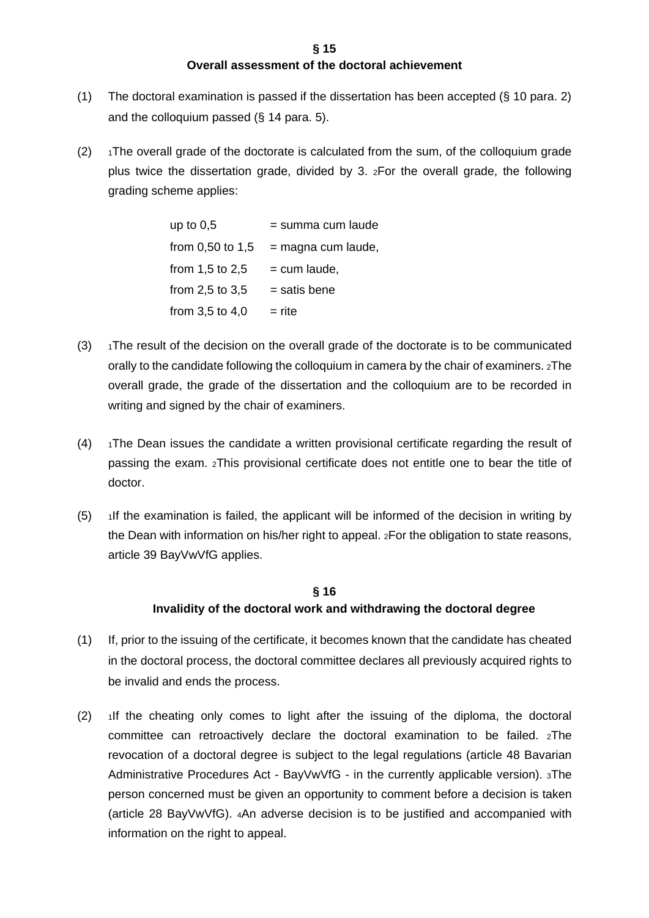## § 15
## Overall assessment of the doctoral achievement

(1) The doctoral examination is passed if the dissertation has been accepted (§ 10 para. 2) and the colloquium passed (§ 14 para. 5).

(2) 1The overall grade of the doctorate is calculated from the sum, of the colloquium grade plus twice the dissertation grade, divided by 3. 2For the overall grade, the following grading scheme applies:

| | |
|---|---|
| up to 0,5 | = summa cum laude |
| from 0,50 to 1,5 | = magna cum laude, |
| from 1,5 to 2,5 | = cum laude, |
| from 2,5 to 3,5 | = satis bene |
| from 3,5 to 4,0 | = rite |

(3) 1The result of the decision on the overall grade of the doctorate is to be communicated orally to the candidate following the colloquium in camera by the chair of examiners. 2The overall grade, the grade of the dissertation and the colloquium are to be recorded in writing and signed by the chair of examiners.

(4) 1The Dean issues the candidate a written provisional certificate regarding the result of passing the exam. 2This provisional certificate does not entitle one to bear the title of doctor.

(5) 1If the examination is failed, the applicant will be informed of the decision in writing by the Dean with information on his/her right to appeal. 2For the obligation to state reasons, article 39 BayVwVfG applies.

## § 16
## Invalidity of the doctoral work and withdrawing the doctoral degree

(1) If, prior to the issuing of the certificate, it becomes known that the candidate has cheated in the doctoral process, the doctoral committee declares all previously acquired rights to be invalid and ends the process.

(2) 1If the cheating only comes to light after the issuing of the diploma, the doctoral committee can retroactively declare the doctoral examination to be failed. 2The revocation of a doctoral degree is subject to the legal regulations (article 48 Bavarian Administrative Procedures Act - BayVwVfG - in the currently applicable version). 3The person concerned must be given an opportunity to comment before a decision is taken (article 28 BayVwVfG). 4An adverse decision is to be justified and accompanied with information on the right to appeal.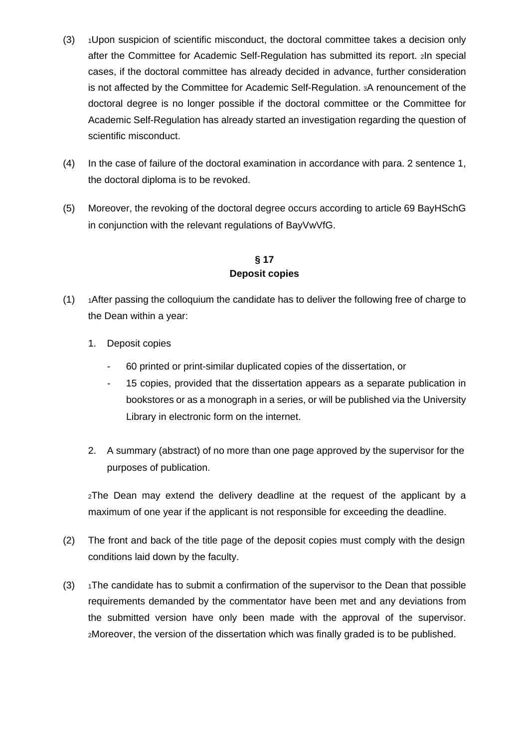(3) [1]Upon suspicion of scientific misconduct, the doctoral committee takes a decision only after the Committee for Academic Self-Regulation has submitted its report. [2]In special cases, if the doctoral committee has already decided in advance, further consideration is not affected by the Committee for Academic Self-Regulation. [3]A renouncement of the doctoral degree is no longer possible if the doctoral committee or the Committee for Academic Self-Regulation has already started an investigation regarding the question of scientific misconduct.

(4) In the case of failure of the doctoral examination in accordance with para. 2 sentence 1, the doctoral diploma is to be revoked.

(5) Moreover, the revoking of the doctoral degree occurs according to article 69 BayHSchG in conjunction with the relevant regulations of BayVwVfG.

## § 17
## Deposit copies

(1) [1]After passing the colloquium the candidate has to deliver the following free of charge to the Dean within a year:

1. Deposit copies
   - 60 printed or print-similar duplicated copies of the dissertation, or
   - 15 copies, provided that the dissertation appears as a separate publication in bookstores or as a monograph in a series, or will be published via the University Library in electronic form on the internet.

2. A summary (abstract) of no more than one page approved by the supervisor for the purposes of publication.

[2]The Dean may extend the delivery deadline at the request of the applicant by a maximum of one year if the applicant is not responsible for exceeding the deadline.

(2) The front and back of the title page of the deposit copies must comply with the design conditions laid down by the faculty.

(3) [1]The candidate has to submit a confirmation of the supervisor to the Dean that possible requirements demanded by the commentator have been met and any deviations from the submitted version have only been made with the approval of the supervisor. [2]Moreover, the version of the dissertation which was finally graded is to be published.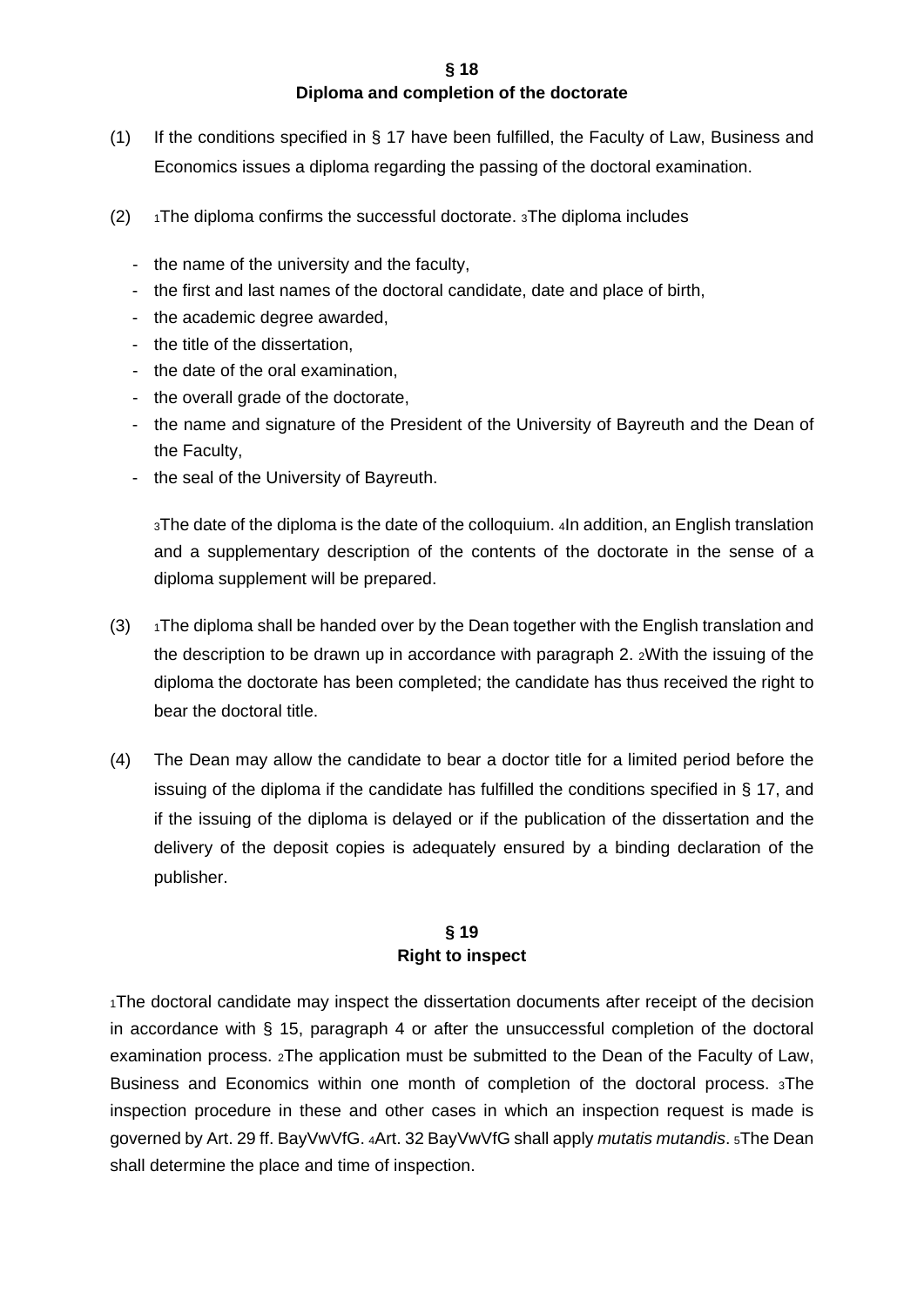## § 18
## Diploma and completion of the doctorate

(1) If the conditions specified in § 17 have been fulfilled, the Faculty of Law, Business and Economics issues a diploma regarding the passing of the doctoral examination.

(2) [1]The diploma confirms the successful doctorate. [3]The diploma includes

- the name of the university and the faculty,
- the first and last names of the doctoral candidate, date and place of birth,
- the academic degree awarded,
- the title of the dissertation,
- the date of the oral examination,
- the overall grade of the doctorate,
- the name and signature of the President of the University of Bayreuth and the Dean of the Faculty,
- the seal of the University of Bayreuth.

[3]The date of the diploma is the date of the colloquium. [4]In addition, an English translation and a supplementary description of the contents of the doctorate in the sense of a diploma supplement will be prepared.

(3) [1]The diploma shall be handed over by the Dean together with the English translation and the description to be drawn up in accordance with paragraph 2. [2]With the issuing of the diploma the doctorate has been completed; the candidate has thus received the right to bear the doctoral title.

(4) The Dean may allow the candidate to bear a doctor title for a limited period before the issuing of the diploma if the candidate has fulfilled the conditions specified in § 17, and if the issuing of the diploma is delayed or if the publication of the dissertation and the delivery of the deposit copies is adequately ensured by a binding declaration of the publisher.

## § 19
## Right to inspect

[1]The doctoral candidate may inspect the dissertation documents after receipt of the decision in accordance with § 15, paragraph 4 or after the unsuccessful completion of the doctoral examination process. [2]The application must be submitted to the Dean of the Faculty of Law, Business and Economics within one month of completion of the doctoral process. [3]The inspection procedure in these and other cases in which an inspection request is made is governed by Art. 29 ff. BayVwVfG. [4]Art. 32 BayVwVfG shall apply *mutatis mutandis*. [5]The Dean shall determine the place and time of inspection.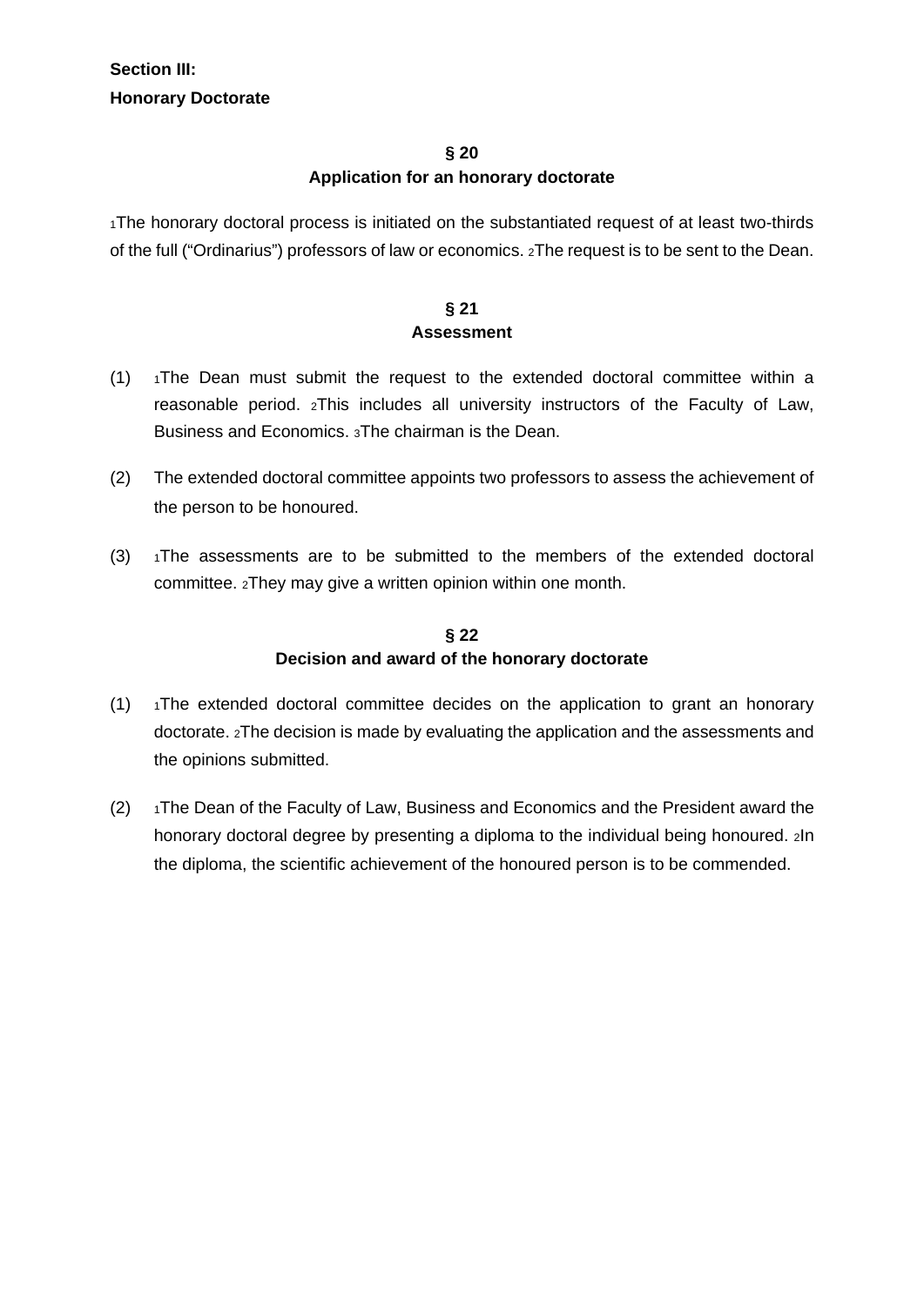**Section III:**
**Honorary Doctorate**

### § 20
### Application for an honorary doctorate

1The honorary doctoral process is initiated on the substantiated request of at least two-thirds of the full (“Ordinarius”) professors of law or economics. 2The request is to be sent to the Dean.

### § 21
### Assessment

(1) 1The Dean must submit the request to the extended doctoral committee within a reasonable period. 2This includes all university instructors of the Faculty of Law, Business and Economics. 3The chairman is the Dean.

(2) The extended doctoral committee appoints two professors to assess the achievement of the person to be honoured.

(3) 1The assessments are to be submitted to the members of the extended doctoral committee. 2They may give a written opinion within one month.

### § 22
### Decision and award of the honorary doctorate

(1) 1The extended doctoral committee decides on the application to grant an honorary doctorate. 2The decision is made by evaluating the application and the assessments and the opinions submitted.

(2) 1The Dean of the Faculty of Law, Business and Economics and the President award the honorary doctoral degree by presenting a diploma to the individual being honoured. 2In the diploma, the scientific achievement of the honoured person is to be commended.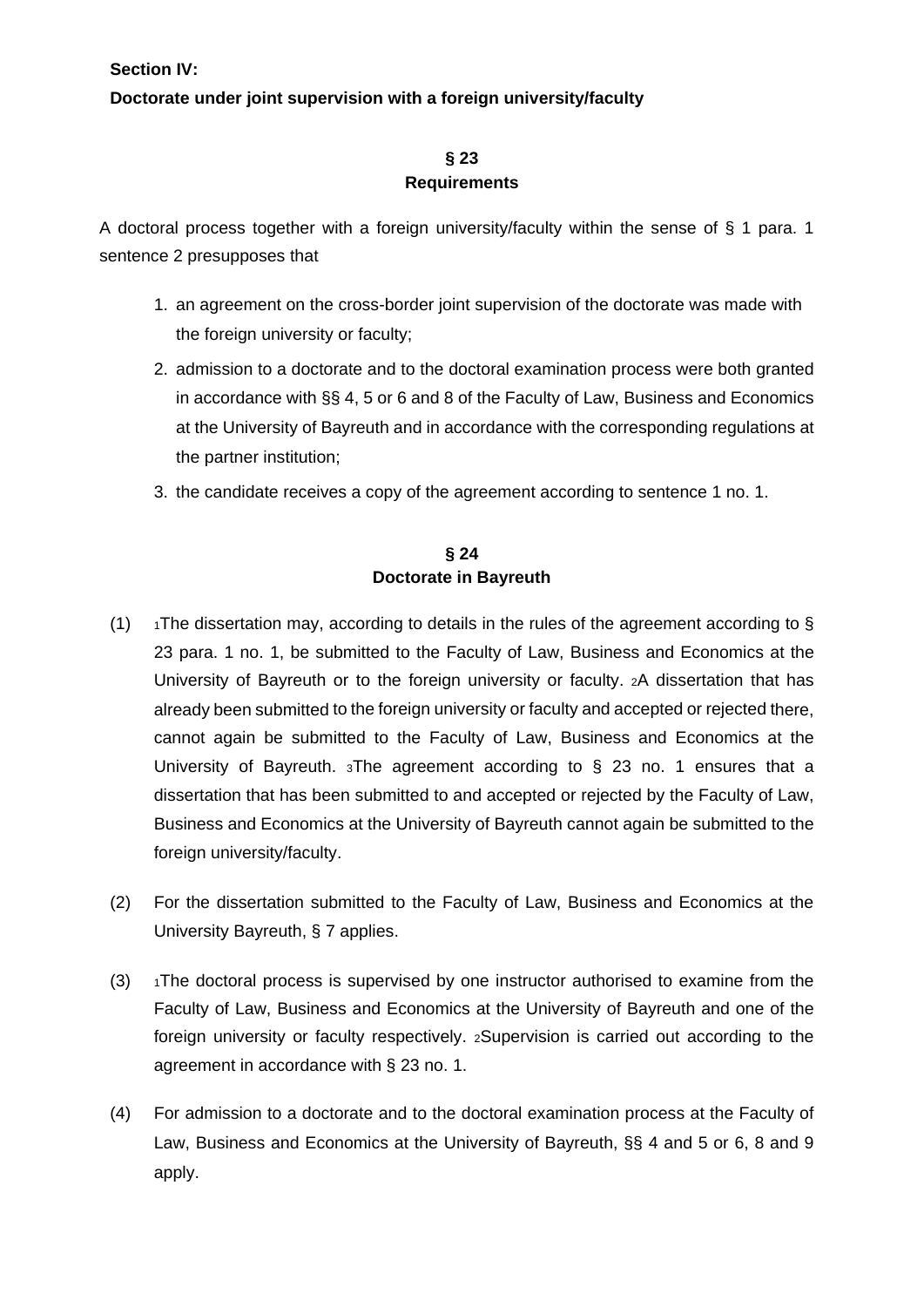**Section IV:**

**Doctorate under joint supervision with a foreign university/faculty**

### § 23
### Requirements

A doctoral process together with a foreign university/faculty within the sense of § 1 para. 1 sentence 2 presupposes that

1. an agreement on the cross-border joint supervision of the doctorate was made with the foreign university or faculty;
2. admission to a doctorate and to the doctoral examination process were both granted in accordance with §§ 4, 5 or 6 and 8 of the Faculty of Law, Business and Economics at the University of Bayreuth and in accordance with the corresponding regulations at the partner institution;
3. the candidate receives a copy of the agreement according to sentence 1 no. 1.

### § 24
### Doctorate in Bayreuth

(1) [1]The dissertation may, according to details in the rules of the agreement according to § 23 para. 1 no. 1, be submitted to the Faculty of Law, Business and Economics at the University of Bayreuth or to the foreign university or faculty. [2]A dissertation that has already been submitted to the foreign university or faculty and accepted or rejected there, cannot again be submitted to the Faculty of Law, Business and Economics at the University of Bayreuth. [3]The agreement according to § 23 no. 1 ensures that a dissertation that has been submitted to and accepted or rejected by the Faculty of Law, Business and Economics at the University of Bayreuth cannot again be submitted to the foreign university/faculty.

(2) For the dissertation submitted to the Faculty of Law, Business and Economics at the University Bayreuth, § 7 applies.

(3) [1]The doctoral process is supervised by one instructor authorised to examine from the Faculty of Law, Business and Economics at the University of Bayreuth and one of the foreign university or faculty respectively. [2]Supervision is carried out according to the agreement in accordance with § 23 no. 1.

(4) For admission to a doctorate and to the doctoral examination process at the Faculty of Law, Business and Economics at the University of Bayreuth, §§ 4 and 5 or 6, 8 and 9 apply.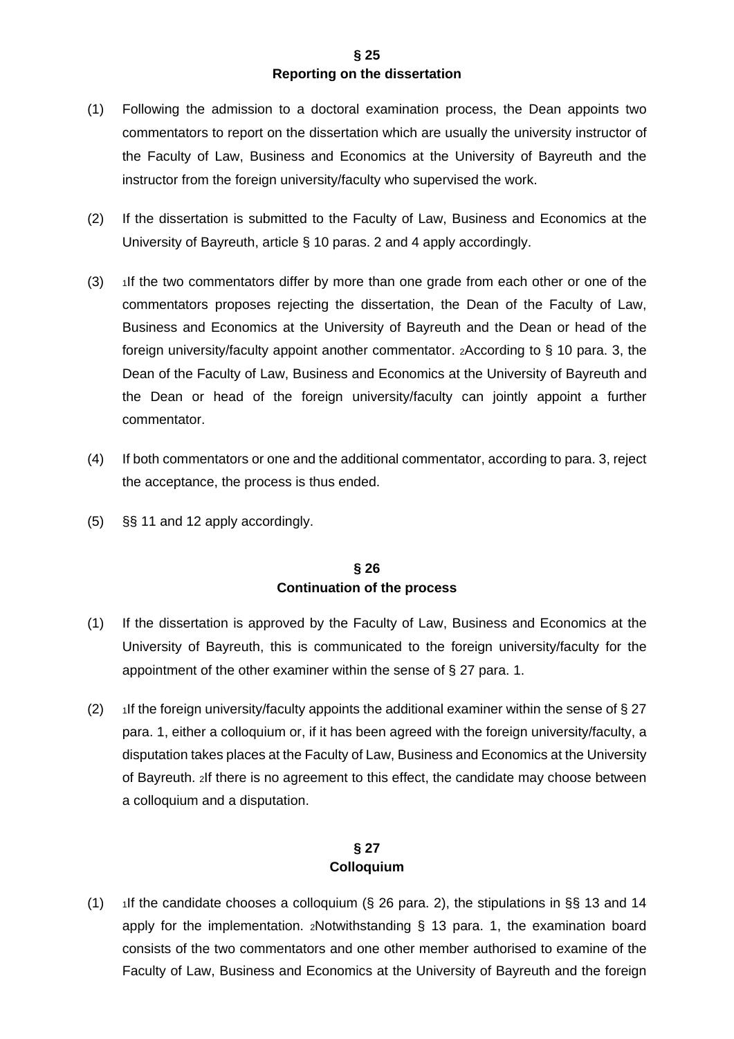## § 25
## Reporting on the dissertation

(1) Following the admission to a doctoral examination process, the Dean appoints two commentators to report on the dissertation which are usually the university instructor of the Faculty of Law, Business and Economics at the University of Bayreuth and the instructor from the foreign university/faculty who supervised the work.

(2) If the dissertation is submitted to the Faculty of Law, Business and Economics at the University of Bayreuth, article § 10 paras. 2 and 4 apply accordingly.

(3) 1If the two commentators differ by more than one grade from each other or one of the commentators proposes rejecting the dissertation, the Dean of the Faculty of Law, Business and Economics at the University of Bayreuth and the Dean or head of the foreign university/faculty appoint another commentator. 2According to § 10 para. 3, the Dean of the Faculty of Law, Business and Economics at the University of Bayreuth and the Dean or head of the foreign university/faculty can jointly appoint a further commentator.

(4) If both commentators or one and the additional commentator, according to para. 3, reject the acceptance, the process is thus ended.

(5) §§ 11 and 12 apply accordingly.

## § 26
## Continuation of the process

(1) If the dissertation is approved by the Faculty of Law, Business and Economics at the University of Bayreuth, this is communicated to the foreign university/faculty for the appointment of the other examiner within the sense of § 27 para. 1.

(2) 1If the foreign university/faculty appoints the additional examiner within the sense of § 27 para. 1, either a colloquium or, if it has been agreed with the foreign university/faculty, a disputation takes places at the Faculty of Law, Business and Economics at the University of Bayreuth. 2If there is no agreement to this effect, the candidate may choose between a colloquium and a disputation.

## § 27
## Colloquium

(1) 1If the candidate chooses a colloquium (§ 26 para. 2), the stipulations in §§ 13 and 14 apply for the implementation. 2Notwithstanding § 13 para. 1, the examination board consists of the two commentators and one other member authorised to examine of the Faculty of Law, Business and Economics at the University of Bayreuth and the foreign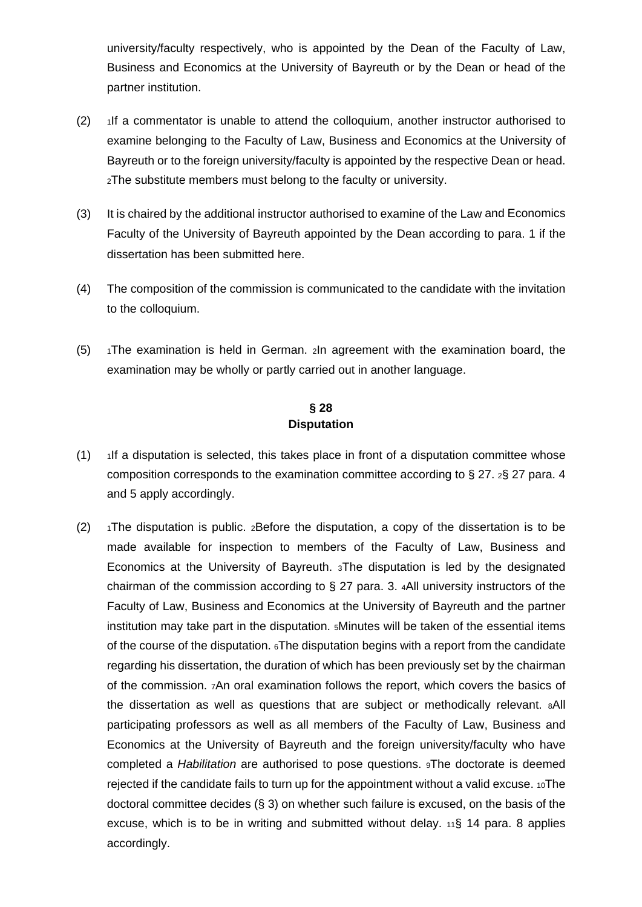university/faculty respectively, who is appointed by the Dean of the Faculty of Law, Business and Economics at the University of Bayreuth or by the Dean or head of the partner institution.

(2) [1]If a commentator is unable to attend the colloquium, another instructor authorised to examine belonging to the Faculty of Law, Business and Economics at the University of Bayreuth or to the foreign university/faculty is appointed by the respective Dean or head. [2]The substitute members must belong to the faculty or university.

(3) It is chaired by the additional instructor authorised to examine of the Law and Economics Faculty of the University of Bayreuth appointed by the Dean according to para. 1 if the dissertation has been submitted here.

(4) The composition of the commission is communicated to the candidate with the invitation to the colloquium.

(5) [1]The examination is held in German. [2]In agreement with the examination board, the examination may be wholly or partly carried out in another language.

### § 28
### Disputation

(1) [1]If a disputation is selected, this takes place in front of a disputation committee whose composition corresponds to the examination committee according to § 27. [2]§ 27 para. 4 and 5 apply accordingly.

(2) [1]The disputation is public. [2]Before the disputation, a copy of the dissertation is to be made available for inspection to members of the Faculty of Law, Business and Economics at the University of Bayreuth. [3]The disputation is led by the designated chairman of the commission according to § 27 para. 3. [4]All university instructors of the Faculty of Law, Business and Economics at the University of Bayreuth and the partner institution may take part in the disputation. [5]Minutes will be taken of the essential items of the course of the disputation. [6]The disputation begins with a report from the candidate regarding his dissertation, the duration of which has been previously set by the chairman of the commission. [7]An oral examination follows the report, which covers the basics of the dissertation as well as questions that are subject or methodically relevant. [8]All participating professors as well as all members of the Faculty of Law, Business and Economics at the University of Bayreuth and the foreign university/faculty who have completed a *Habilitation* are authorised to pose questions. [9]The doctorate is deemed rejected if the candidate fails to turn up for the appointment without a valid excuse. [10]The doctoral committee decides (§ 3) on whether such failure is excused, on the basis of the excuse, which is to be in writing and submitted without delay. [11]§ 14 para. 8 applies accordingly.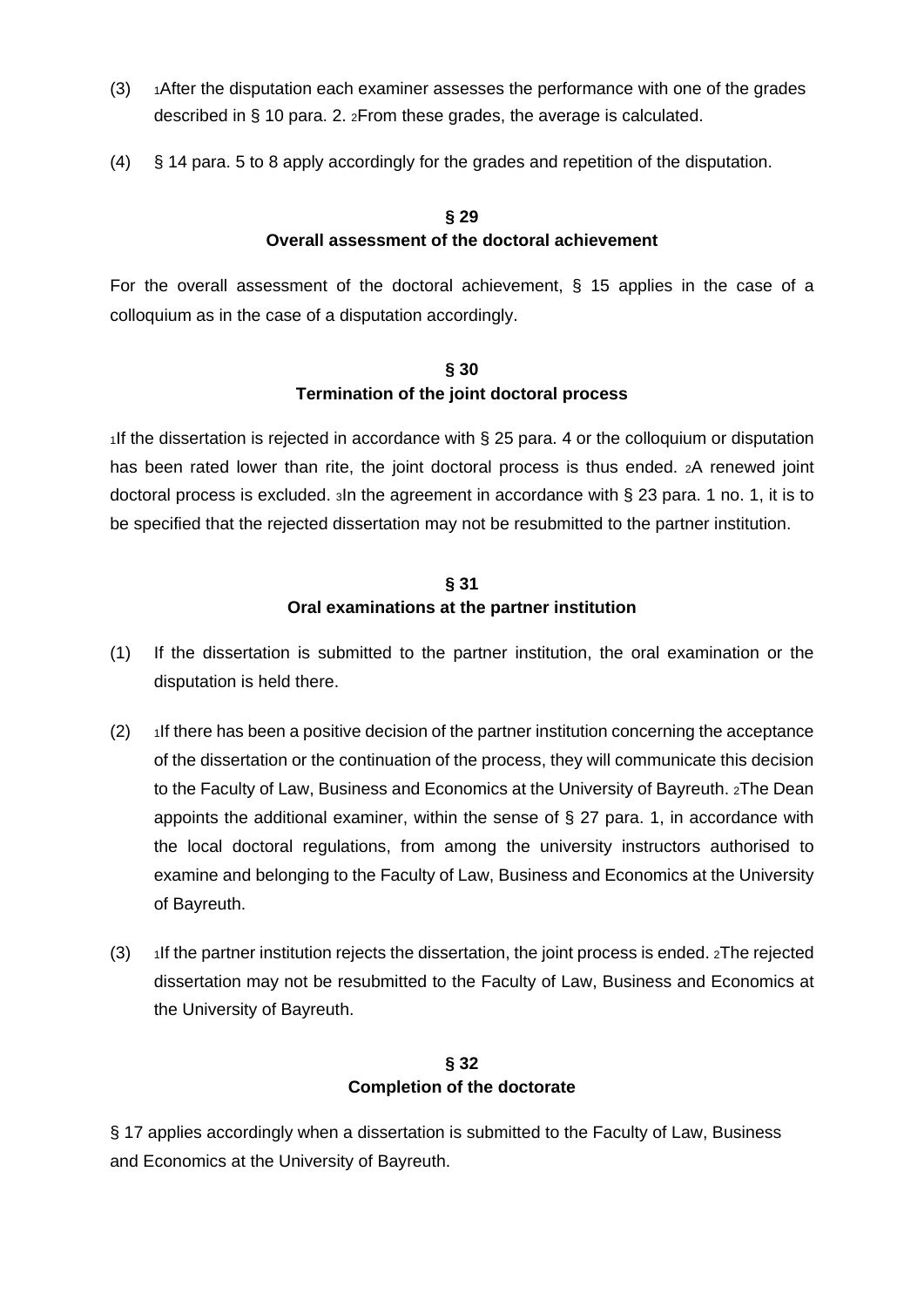(3) [1]After the disputation each examiner assesses the performance with one of the grades described in § 10 para. 2. [2]From these grades, the average is calculated.

(4) § 14 para. 5 to 8 apply accordingly for the grades and repetition of the disputation.

**§ 29**
**Overall assessment of the doctoral achievement**

For the overall assessment of the doctoral achievement, § 15 applies in the case of a colloquium as in the case of a disputation accordingly.

**§ 30**
**Termination of the joint doctoral process**

[1]If the dissertation is rejected in accordance with § 25 para. 4 or the colloquium or disputation has been rated lower than rite, the joint doctoral process is thus ended. [2]A renewed joint doctoral process is excluded. [3]In the agreement in accordance with § 23 para. 1 no. 1, it is to be specified that the rejected dissertation may not be resubmitted to the partner institution.

**§ 31**
**Oral examinations at the partner institution**

(1) If the dissertation is submitted to the partner institution, the oral examination or the disputation is held there.

(2) [1]If there has been a positive decision of the partner institution concerning the acceptance of the dissertation or the continuation of the process, they will communicate this decision to the Faculty of Law, Business and Economics at the University of Bayreuth. [2]The Dean appoints the additional examiner, within the sense of § 27 para. 1, in accordance with the local doctoral regulations, from among the university instructors authorised to examine and belonging to the Faculty of Law, Business and Economics at the University of Bayreuth.

(3) [1]If the partner institution rejects the dissertation, the joint process is ended. [2]The rejected dissertation may not be resubmitted to the Faculty of Law, Business and Economics at the University of Bayreuth.

**§ 32**
**Completion of the doctorate**

§ 17 applies accordingly when a dissertation is submitted to the Faculty of Law, Business and Economics at the University of Bayreuth.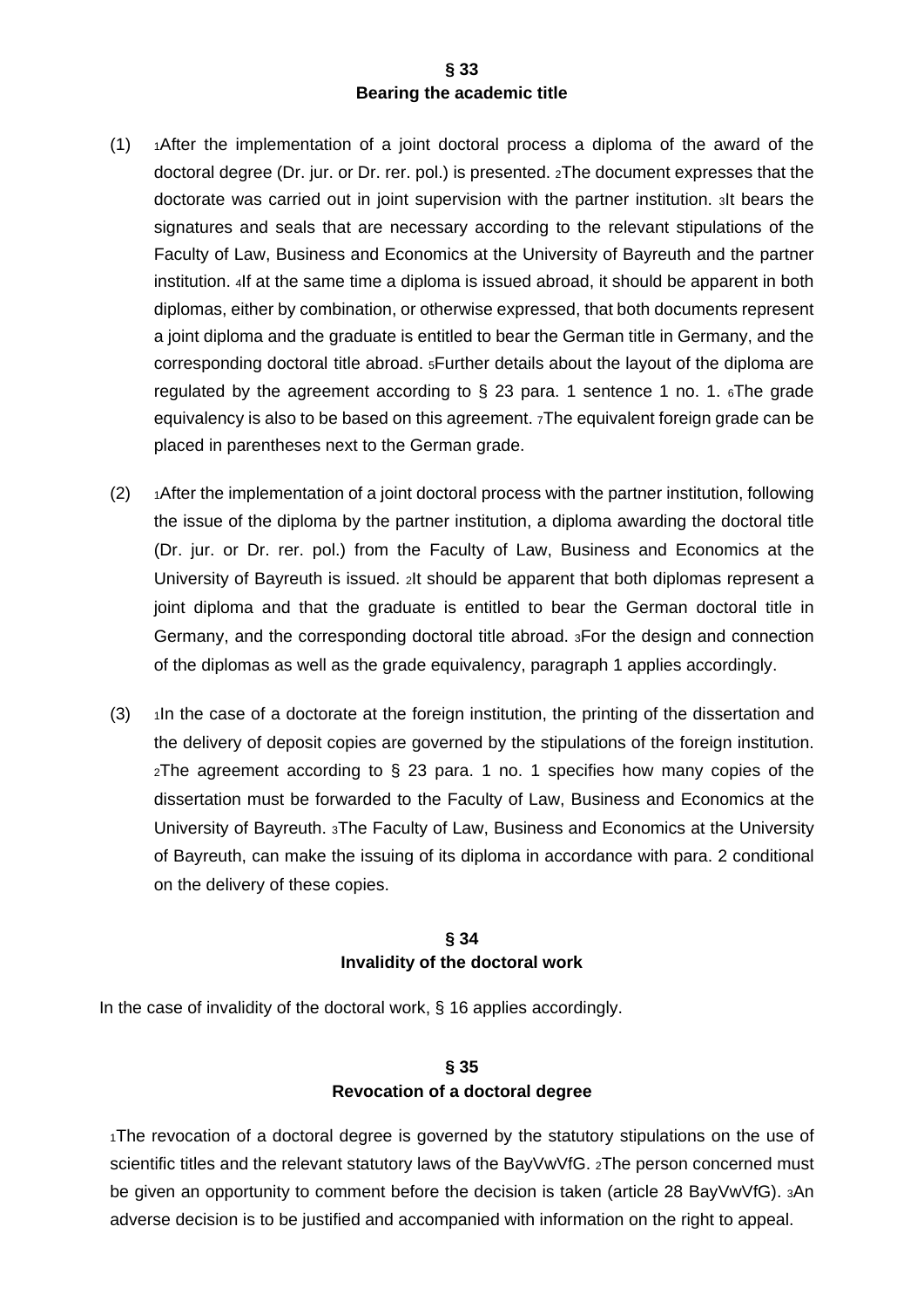## § 33
## Bearing the academic title

(1) [1]After the implementation of a joint doctoral process a diploma of the award of the doctoral degree (Dr. jur. or Dr. rer. pol.) is presented. [2]The document expresses that the doctorate was carried out in joint supervision with the partner institution. [3]It bears the signatures and seals that are necessary according to the relevant stipulations of the Faculty of Law, Business and Economics at the University of Bayreuth and the partner institution. [4]If at the same time a diploma is issued abroad, it should be apparent in both diplomas, either by combination, or otherwise expressed, that both documents represent a joint diploma and the graduate is entitled to bear the German title in Germany, and the corresponding doctoral title abroad. [5]Further details about the layout of the diploma are regulated by the agreement according to § 23 para. 1 sentence 1 no. 1. [6]The grade equivalency is also to be based on this agreement. [7]The equivalent foreign grade can be placed in parentheses next to the German grade.

(2) [1]After the implementation of a joint doctoral process with the partner institution, following the issue of the diploma by the partner institution, a diploma awarding the doctoral title (Dr. jur. or Dr. rer. pol.) from the Faculty of Law, Business and Economics at the University of Bayreuth is issued. [2]It should be apparent that both diplomas represent a joint diploma and that the graduate is entitled to bear the German doctoral title in Germany, and the corresponding doctoral title abroad. [3]For the design and connection of the diplomas as well as the grade equivalency, paragraph 1 applies accordingly.

(3) [1]In the case of a doctorate at the foreign institution, the printing of the dissertation and the delivery of deposit copies are governed by the stipulations of the foreign institution. [2]The agreement according to § 23 para. 1 no. 1 specifies how many copies of the dissertation must be forwarded to the Faculty of Law, Business and Economics at the University of Bayreuth. [3]The Faculty of Law, Business and Economics at the University of Bayreuth, can make the issuing of its diploma in accordance with para. 2 conditional on the delivery of these copies.

## § 34
## Invalidity of the doctoral work

In the case of invalidity of the doctoral work, § 16 applies accordingly.

## § 35
## Revocation of a doctoral degree

[1]The revocation of a doctoral degree is governed by the statutory stipulations on the use of scientific titles and the relevant statutory laws of the BayVwVfG. [2]The person concerned must be given an opportunity to comment before the decision is taken (article 28 BayVwVfG). [3]An adverse decision is to be justified and accompanied with information on the right to appeal.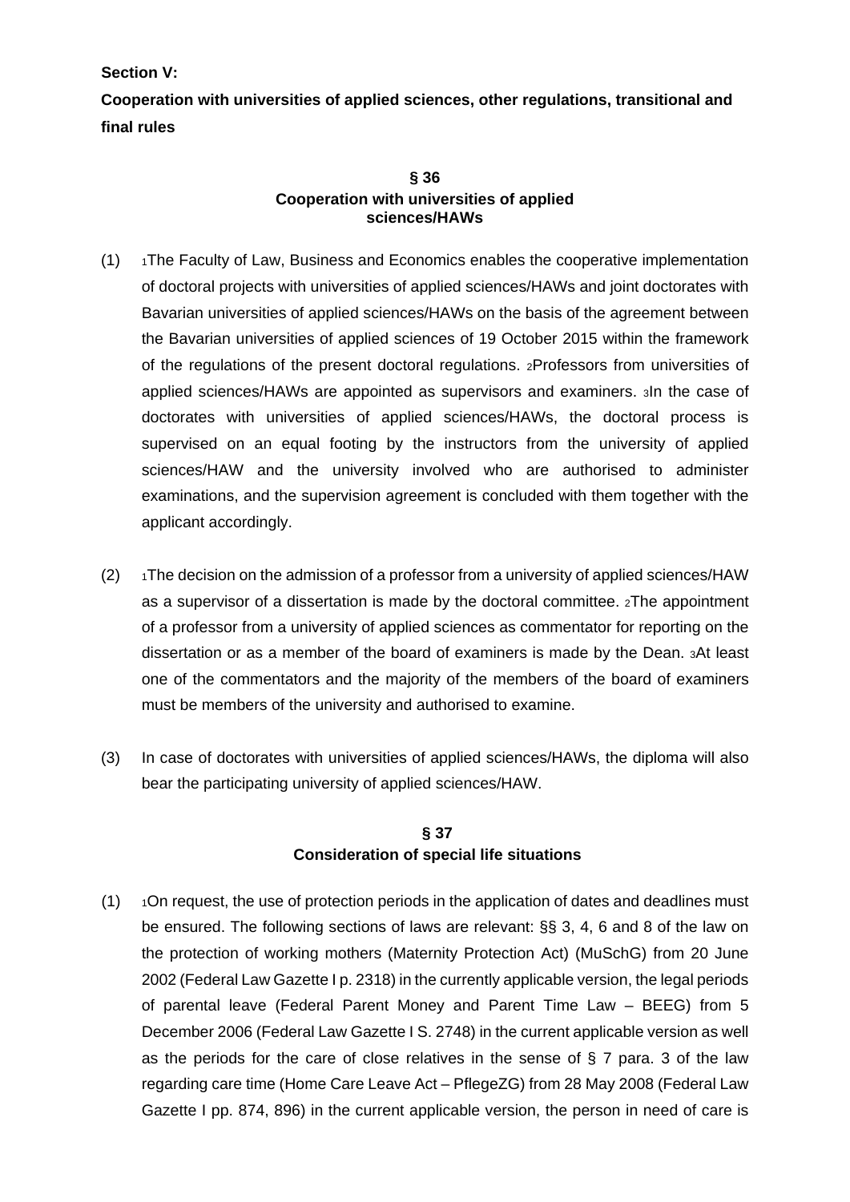**Section V:**

**Cooperation with universities of applied sciences, other regulations, transitional and final rules**

### § 36
### Cooperation with universities of applied sciences/HAWs

(1) [1]The Faculty of Law, Business and Economics enables the cooperative implementation of doctoral projects with universities of applied sciences/HAWs and joint doctorates with Bavarian universities of applied sciences/HAWs on the basis of the agreement between the Bavarian universities of applied sciences of 19 October 2015 within the framework of the regulations of the present doctoral regulations. [2]Professors from universities of applied sciences/HAWs are appointed as supervisors and examiners. [3]In the case of doctorates with universities of applied sciences/HAWs, the doctoral process is supervised on an equal footing by the instructors from the university of applied sciences/HAW and the university involved who are authorised to administer examinations, and the supervision agreement is concluded with them together with the applicant accordingly.

(2) [1]The decision on the admission of a professor from a university of applied sciences/HAW as a supervisor of a dissertation is made by the doctoral committee. [2]The appointment of a professor from a university of applied sciences as commentator for reporting on the dissertation or as a member of the board of examiners is made by the Dean. [3]At least one of the commentators and the majority of the members of the board of examiners must be members of the university and authorised to examine.

(3) In case of doctorates with universities of applied sciences/HAWs, the diploma will also bear the participating university of applied sciences/HAW.

### § 37
### Consideration of special life situations

(1) [1]On request, the use of protection periods in the application of dates and deadlines must be ensured. The following sections of laws are relevant: §§ 3, 4, 6 and 8 of the law on the protection of working mothers (Maternity Protection Act) (MuSchG) from 20 June 2002 (Federal Law Gazette I p. 2318) in the currently applicable version, the legal periods of parental leave (Federal Parent Money and Parent Time Law – BEEG) from 5 December 2006 (Federal Law Gazette I S. 2748) in the current applicable version as well as the periods for the care of close relatives in the sense of § 7 para. 3 of the law regarding care time (Home Care Leave Act – PflegeZG) from 28 May 2008 (Federal Law Gazette I pp. 874, 896) in the current applicable version, the person in need of care is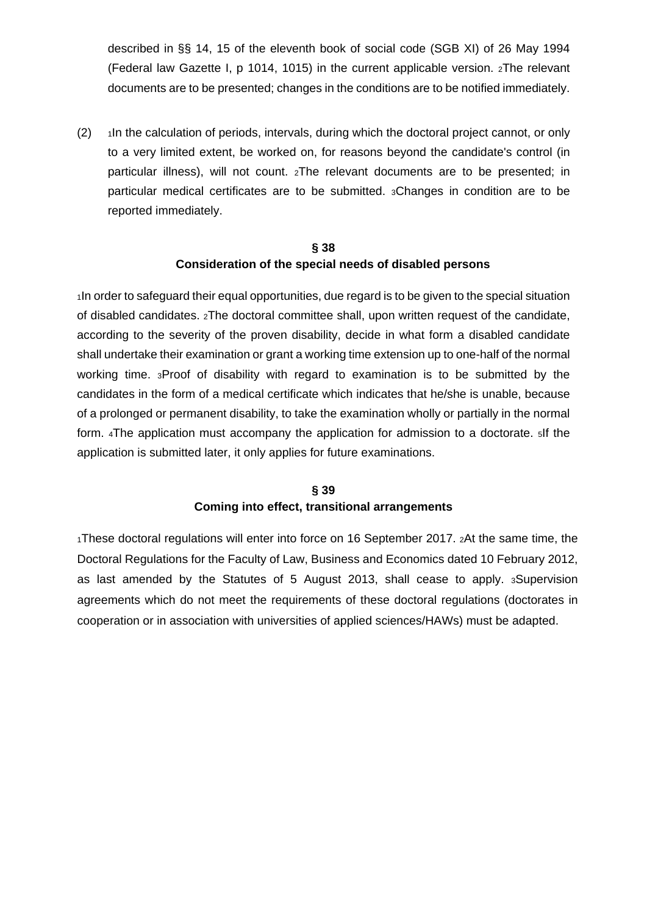described in §§ 14, 15 of the eleventh book of social code (SGB XI) of 26 May 1994 (Federal law Gazette I, p 1014, 1015) in the current applicable version. 2The relevant documents are to be presented; changes in the conditions are to be notified immediately.

(2) 1In the calculation of periods, intervals, during which the doctoral project cannot, or only to a very limited extent, be worked on, for reasons beyond the candidate's control (in particular illness), will not count. 2The relevant documents are to be presented; in particular medical certificates are to be submitted. 3Changes in condition are to be reported immediately.

## § 38
## Consideration of the special needs of disabled persons

1In order to safeguard their equal opportunities, due regard is to be given to the special situation of disabled candidates. 2The doctoral committee shall, upon written request of the candidate, according to the severity of the proven disability, decide in what form a disabled candidate shall undertake their examination or grant a working time extension up to one-half of the normal working time. 3Proof of disability with regard to examination is to be submitted by the candidates in the form of a medical certificate which indicates that he/she is unable, because of a prolonged or permanent disability, to take the examination wholly or partially in the normal form. 4The application must accompany the application for admission to a doctorate. 5If the application is submitted later, it only applies for future examinations.

## § 39
## Coming into effect, transitional arrangements

1These doctoral regulations will enter into force on 16 September 2017. 2At the same time, the Doctoral Regulations for the Faculty of Law, Business and Economics dated 10 February 2012, as last amended by the Statutes of 5 August 2013, shall cease to apply. 3Supervision agreements which do not meet the requirements of these doctoral regulations (doctorates in cooperation or in association with universities of applied sciences/HAWs) must be adapted.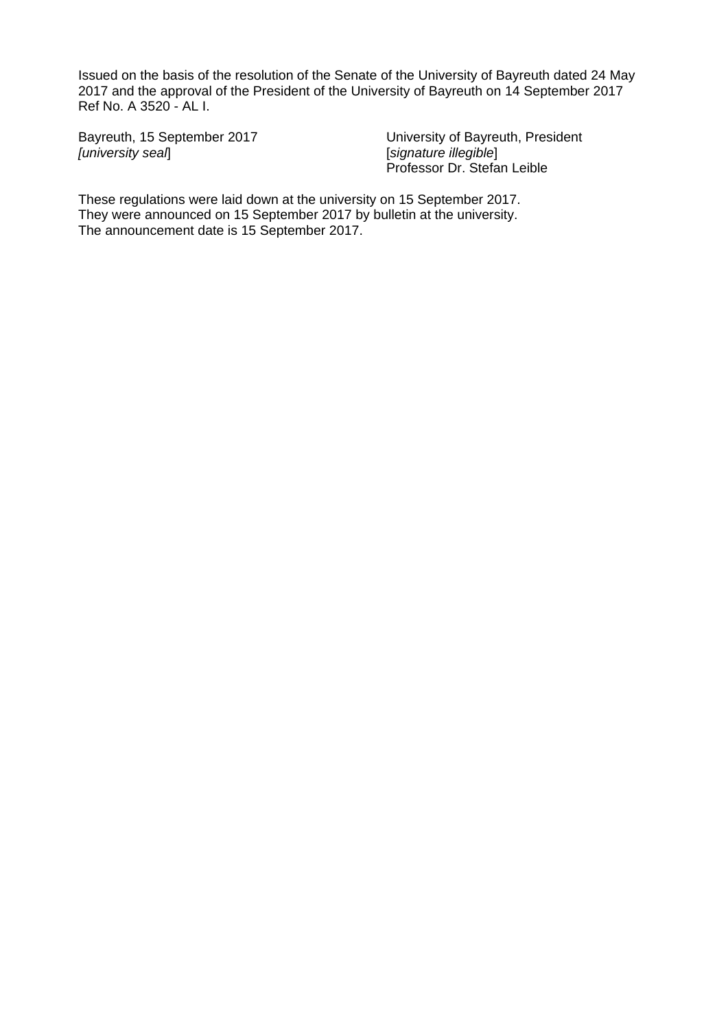Issued on the basis of the resolution of the Senate of the University of Bayreuth dated 24 May 2017 and the approval of the President of the University of Bayreuth on 14 September 2017 Ref No. A 3520 - AL I.

Bayreuth, 15 September 2017
*[university seal]*

University of Bayreuth, President
[*signature illegible*]
Professor Dr. Stefan Leible

These regulations were laid down at the university on 15 September 2017.
They were announced on 15 September 2017 by bulletin at the university.
The announcement date is 15 September 2017.